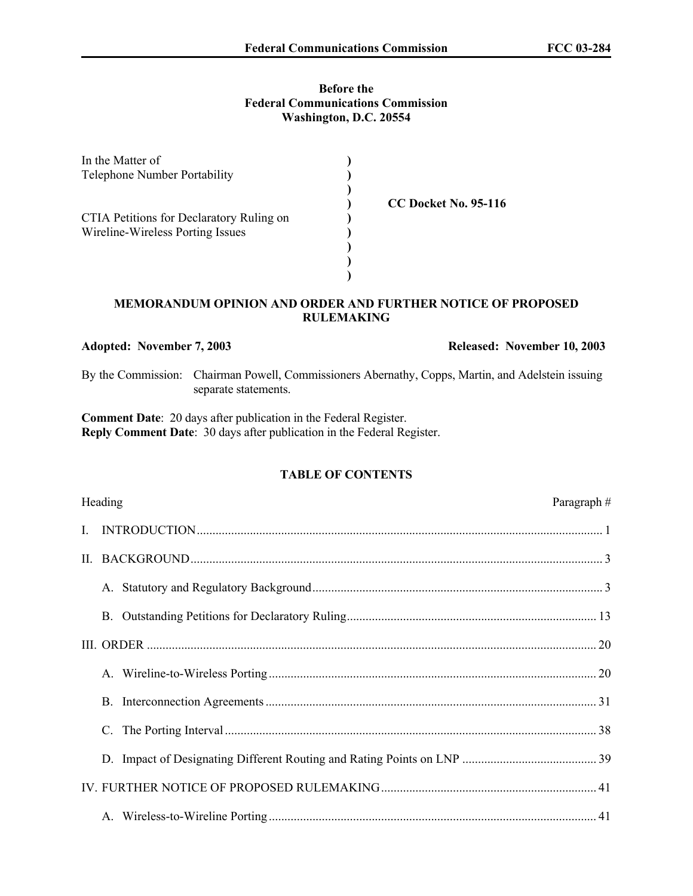**Before the**
**Federal Communications Commission**
**Washington, D.C. 20554**

| | | |
|---|---|---|
| In the Matter of | ) | |
| Telephone Number Portability | ) | |
| | ) | |
| | ) | **CC Docket No. 95-116** |
| CTIA Petitions for Declaratory Ruling on | ) | |
| Wireline-Wireless Porting Issues | ) | |
| | ) | |
| | ) | |
| | ) | |

## MEMORANDUM OPINION AND ORDER AND FURTHER NOTICE OF PROPOSED RULEMAKING

**Adopted: November 7, 2003** **Released: November 10, 2003**

By the Commission: Chairman Powell, Commissioners Abernathy, Copps, Martin, and Adelstein issuing separate statements.

**Comment Date**: 20 days after publication in the Federal Register.
**Reply Comment Date**: 30 days after publication in the Federal Register.

### TABLE OF CONTENTS

| Heading | Paragraph # |
|---|---|
| I. INTRODUCTION | 1 |
| II. BACKGROUND | 3 |
| A. Statutory and Regulatory Background | 3 |
| B. Outstanding Petitions for Declaratory Ruling | 13 |
| III. ORDER | 20 |
| A. Wireline-to-Wireless Porting | 20 |
| B. Interconnection Agreements | 31 |
| C. The Porting Interval | 38 |
| D. Impact of Designating Different Routing and Rating Points on LNP | 39 |
| IV. FURTHER NOTICE OF PROPOSED RULEMAKING | 41 |
| A. Wireless-to-Wireline Porting | 41 |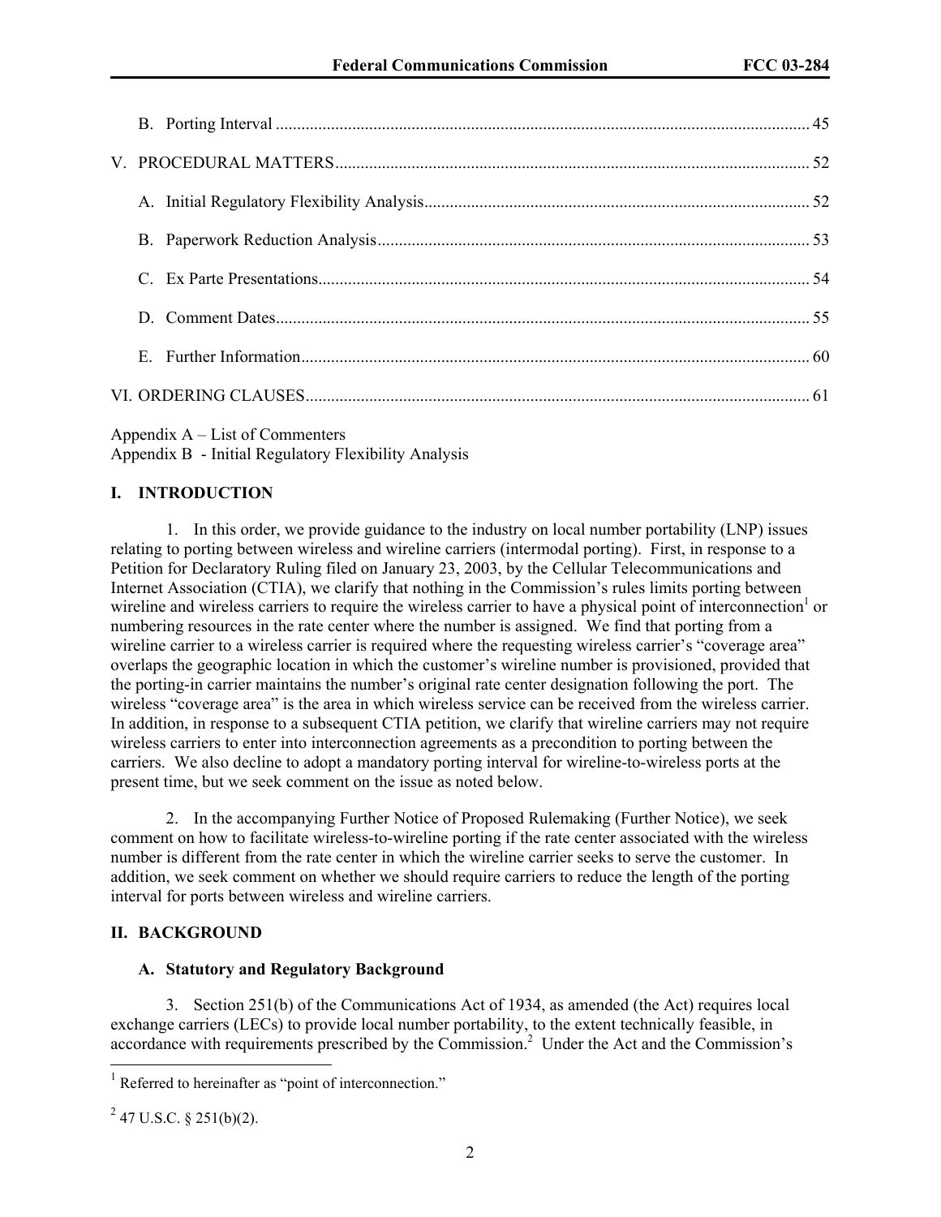B. Porting Interval ........................................................................................................................ 45

V. PROCEDURAL MATTERS ........................................................................................................... 52

A. Initial Regulatory Flexibility Analysis ........................................................................................ 52

B. Paperwork Reduction Analysis .................................................................................................. 53

C. Ex Parte Presentations ................................................................................................................ 54

D. Comment Dates .......................................................................................................................... 55

E. Further Information ..................................................................................................................... 60

VI. ORDERING CLAUSES .................................................................................................................. 61

Appendix A – List of Commenters
Appendix B - Initial Regulatory Flexibility Analysis

## I. INTRODUCTION

1. In this order, we provide guidance to the industry on local number portability (LNP) issues relating to porting between wireless and wireline carriers (intermodal porting). First, in response to a Petition for Declaratory Ruling filed on January 23, 2003, by the Cellular Telecommunications and Internet Association (CTIA), we clarify that nothing in the Commission's rules limits porting between wireline and wireless carriers to require the wireless carrier to have a physical point of interconnection[1] or numbering resources in the rate center where the number is assigned. We find that porting from a wireline carrier to a wireless carrier is required where the requesting wireless carrier's "coverage area" overlaps the geographic location in which the customer's wireline number is provisioned, provided that the porting-in carrier maintains the number's original rate center designation following the port. The wireless "coverage area" is the area in which wireless service can be received from the wireless carrier. In addition, in response to a subsequent CTIA petition, we clarify that wireline carriers may not require wireless carriers to enter into interconnection agreements as a precondition to porting between the carriers. We also decline to adopt a mandatory porting interval for wireline-to-wireless ports at the present time, but we seek comment on the issue as noted below.

2. In the accompanying Further Notice of Proposed Rulemaking (Further Notice), we seek comment on how to facilitate wireless-to-wireline porting if the rate center associated with the wireless number is different from the rate center in which the wireline carrier seeks to serve the customer. In addition, we seek comment on whether we should require carriers to reduce the length of the porting interval for ports between wireless and wireline carriers.

## II. BACKGROUND

### A. Statutory and Regulatory Background

3. Section 251(b) of the Communications Act of 1934, as amended (the Act) requires local exchange carriers (LECs) to provide local number portability, to the extent technically feasible, in accordance with requirements prescribed by the Commission.[2] Under the Act and the Commission's

---

[1] Referred to hereinafter as "point of interconnection."

[2] 47 U.S.C. § 251(b)(2).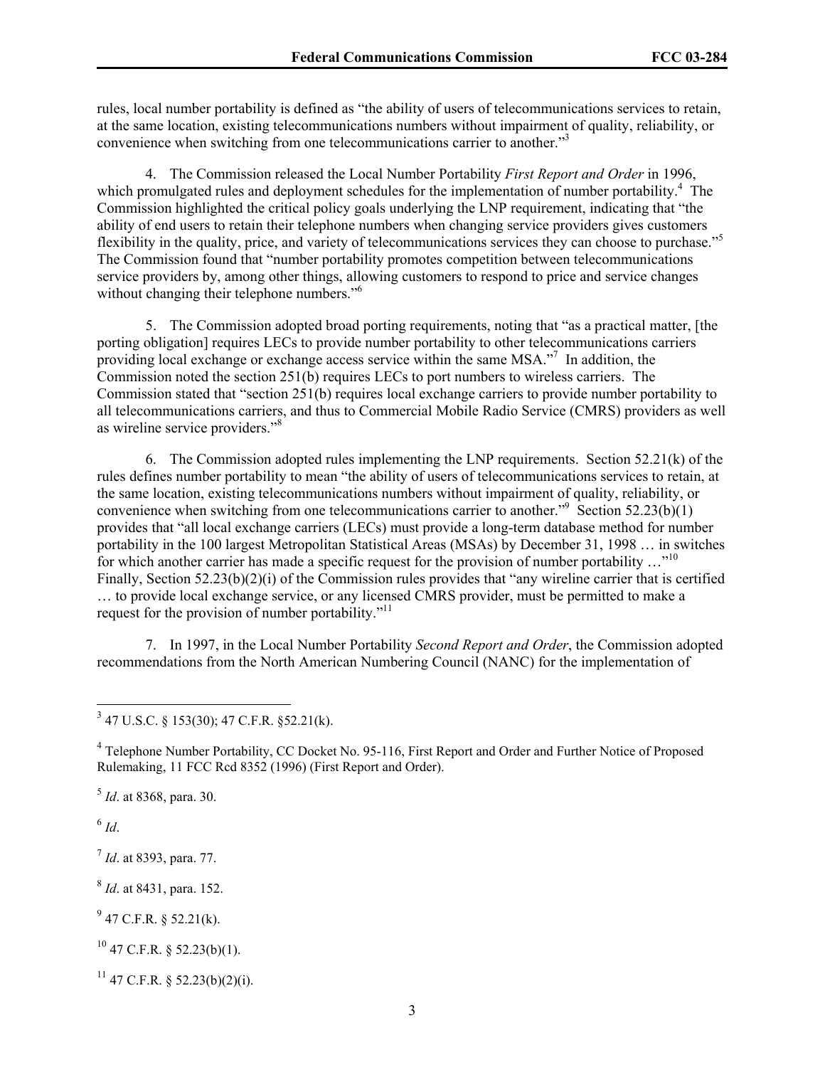rules, local number portability is defined as "the ability of users of telecommunications services to retain, at the same location, existing telecommunications numbers without impairment of quality, reliability, or convenience when switching from one telecommunications carrier to another."[3]

4. The Commission released the Local Number Portability *First Report and Order* in 1996, which promulgated rules and deployment schedules for the implementation of number portability.[4] The Commission highlighted the critical policy goals underlying the LNP requirement, indicating that "the ability of end users to retain their telephone numbers when changing service providers gives customers flexibility in the quality, price, and variety of telecommunications services they can choose to purchase."[5] The Commission found that "number portability promotes competition between telecommunications service providers by, among other things, allowing customers to respond to price and service changes without changing their telephone numbers."[6]

5. The Commission adopted broad porting requirements, noting that "as a practical matter, [the porting obligation] requires LECs to provide number portability to other telecommunications carriers providing local exchange or exchange access service within the same MSA."[7] In addition, the Commission noted the section 251(b) requires LECs to port numbers to wireless carriers. The Commission stated that "section 251(b) requires local exchange carriers to provide number portability to all telecommunications carriers, and thus to Commercial Mobile Radio Service (CMRS) providers as well as wireline service providers."[8]

6. The Commission adopted rules implementing the LNP requirements. Section 52.21(k) of the rules defines number portability to mean "the ability of users of telecommunications services to retain, at the same location, existing telecommunications numbers without impairment of quality, reliability, or convenience when switching from one telecommunications carrier to another."[9] Section 52.23(b)(1) provides that "all local exchange carriers (LECs) must provide a long-term database method for number portability in the 100 largest Metropolitan Statistical Areas (MSAs) by December 31, 1998 … in switches for which another carrier has made a specific request for the provision of number portability …"[10] Finally, Section 52.23(b)(2)(i) of the Commission rules provides that "any wireline carrier that is certified … to provide local exchange service, or any licensed CMRS provider, must be permitted to make a request for the provision of number portability."[11]

7. In 1997, in the Local Number Portability *Second Report and Order*, the Commission adopted recommendations from the North American Numbering Council (NANC) for the implementation of

---

[3] 47 U.S.C. § 153(30); 47 C.F.R. §52.21(k).

[4] Telephone Number Portability, CC Docket No. 95-116, First Report and Order and Further Notice of Proposed Rulemaking, 11 FCC Rcd 8352 (1996) (First Report and Order).

[5] *Id*. at 8368, para. 30.

[6] *Id*.

[7] *Id*. at 8393, para. 77.

[8] *Id*. at 8431, para. 152.

[9] 47 C.F.R. § 52.21(k).

[10] 47 C.F.R. § 52.23(b)(1).

[11] 47 C.F.R. § 52.23(b)(2)(i).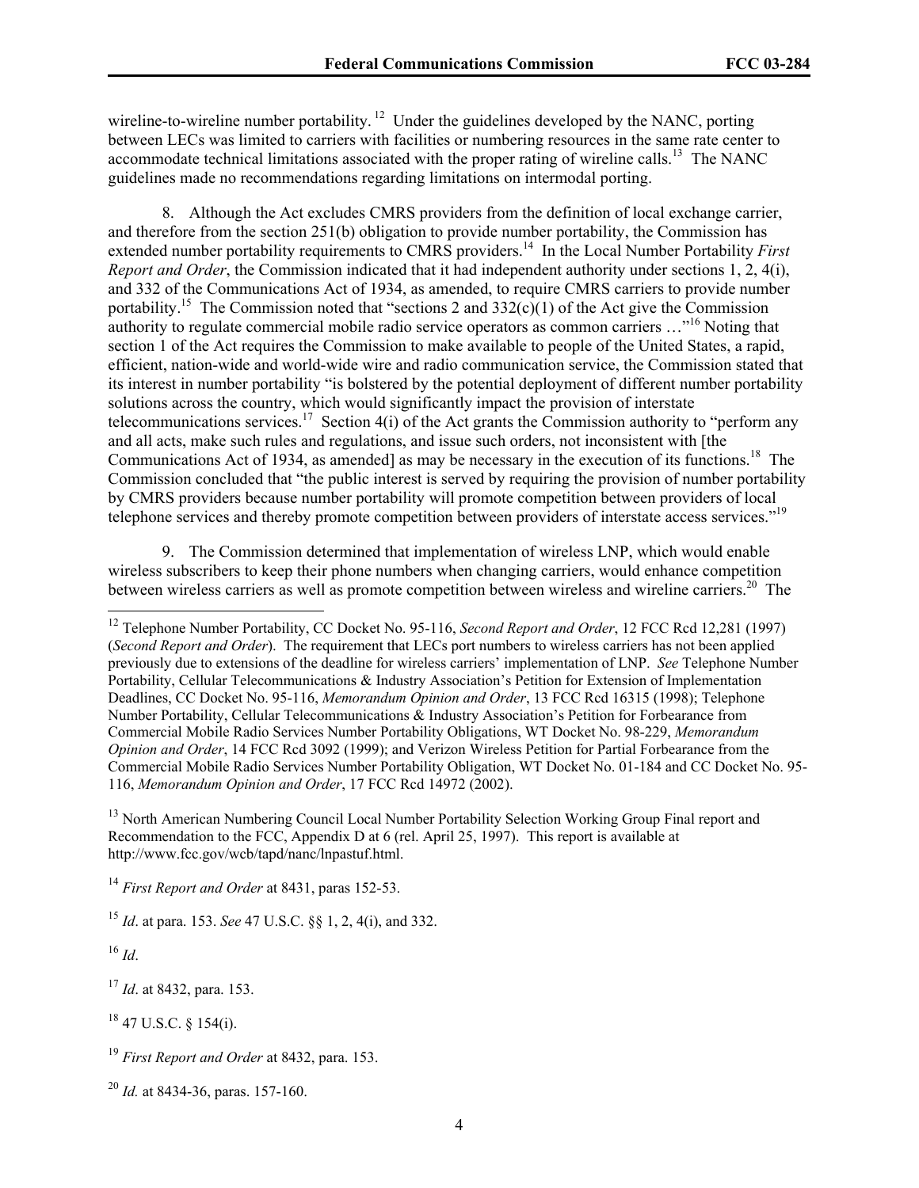wireline-to-wireline number portability.[12] Under the guidelines developed by the NANC, porting between LECs was limited to carriers with facilities or numbering resources in the same rate center to accommodate technical limitations associated with the proper rating of wireline calls.[13] The NANC guidelines made no recommendations regarding limitations on intermodal porting.

8. Although the Act excludes CMRS providers from the definition of local exchange carrier, and therefore from the section 251(b) obligation to provide number portability, the Commission has extended number portability requirements to CMRS providers.[14] In the Local Number Portability *First Report and Order*, the Commission indicated that it had independent authority under sections 1, 2, 4(i), and 332 of the Communications Act of 1934, as amended, to require CMRS carriers to provide number portability.[15] The Commission noted that "sections 2 and 332(c)(1) of the Act give the Commission authority to regulate commercial mobile radio service operators as common carriers …"[16] Noting that section 1 of the Act requires the Commission to make available to people of the United States, a rapid, efficient, nation-wide and world-wide wire and radio communication service, the Commission stated that its interest in number portability "is bolstered by the potential deployment of different number portability solutions across the country, which would significantly impact the provision of interstate telecommunications services.[17] Section 4(i) of the Act grants the Commission authority to "perform any and all acts, make such rules and regulations, and issue such orders, not inconsistent with [the Communications Act of 1934, as amended] as may be necessary in the execution of its functions.[18] The Commission concluded that "the public interest is served by requiring the provision of number portability by CMRS providers because number portability will promote competition between providers of local telephone services and thereby promote competition between providers of interstate access services."[19]

9. The Commission determined that implementation of wireless LNP, which would enable wireless subscribers to keep their phone numbers when changing carriers, would enhance competition between wireless carriers as well as promote competition between wireless and wireline carriers.[20] The

---

[12] Telephone Number Portability, CC Docket No. 95-116, *Second Report and Order*, 12 FCC Rcd 12,281 (1997) (*Second Report and Order*). The requirement that LECs port numbers to wireless carriers has not been applied previously due to extensions of the deadline for wireless carriers' implementation of LNP. *See* Telephone Number Portability, Cellular Telecommunications & Industry Association's Petition for Extension of Implementation Deadlines, CC Docket No. 95-116, *Memorandum Opinion and Order*, 13 FCC Rcd 16315 (1998); Telephone Number Portability, Cellular Telecommunications & Industry Association's Petition for Forbearance from Commercial Mobile Radio Services Number Portability Obligations, WT Docket No. 98-229, *Memorandum Opinion and Order*, 14 FCC Rcd 3092 (1999); and Verizon Wireless Petition for Partial Forbearance from the Commercial Mobile Radio Services Number Portability Obligation, WT Docket No. 01-184 and CC Docket No. 95-116, *Memorandum Opinion and Order*, 17 FCC Rcd 14972 (2002).

[13] North American Numbering Council Local Number Portability Selection Working Group Final report and Recommendation to the FCC, Appendix D at 6 (rel. April 25, 1997). This report is available at http://www.fcc.gov/wcb/tapd/nanc/lnpastuf.html.

[14] *First Report and Order* at 8431, paras 152-53.

[15] *Id*. at para. 153. *See* 47 U.S.C. §§ 1, 2, 4(i), and 332.

[16] *Id*.

[17] *Id*. at 8432, para. 153.

[18] 47 U.S.C. § 154(i).

[19] *First Report and Order* at 8432, para. 153.

[20] *Id.* at 8434-36, paras. 157-160.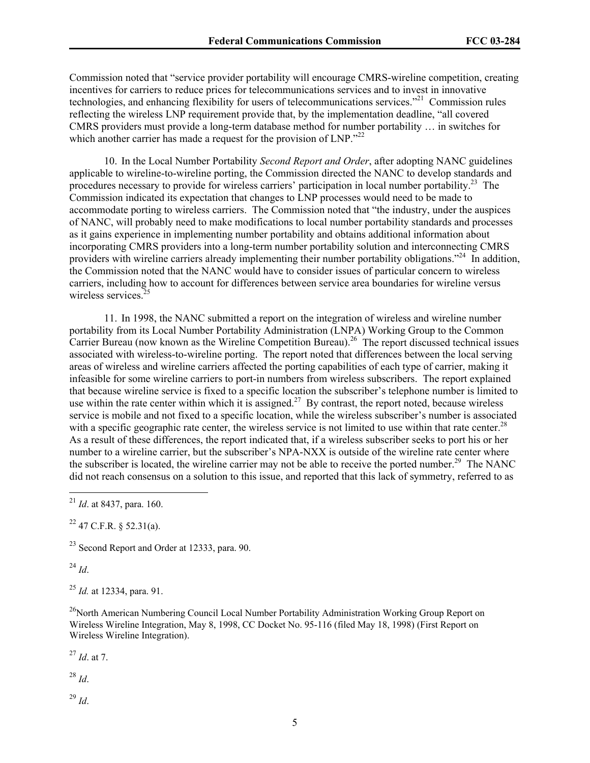Commission noted that "service provider portability will encourage CMRS-wireline competition, creating incentives for carriers to reduce prices for telecommunications services and to invest in innovative technologies, and enhancing flexibility for users of telecommunications services."[21] Commission rules reflecting the wireless LNP requirement provide that, by the implementation deadline, "all covered CMRS providers must provide a long-term database method for number portability … in switches for which another carrier has made a request for the provision of LNP."[22]

10. In the Local Number Portability *Second Report and Order*, after adopting NANC guidelines applicable to wireline-to-wireline porting, the Commission directed the NANC to develop standards and procedures necessary to provide for wireless carriers' participation in local number portability.[23] The Commission indicated its expectation that changes to LNP processes would need to be made to accommodate porting to wireless carriers. The Commission noted that "the industry, under the auspices of NANC, will probably need to make modifications to local number portability standards and processes as it gains experience in implementing number portability and obtains additional information about incorporating CMRS providers into a long-term number portability solution and interconnecting CMRS providers with wireline carriers already implementing their number portability obligations."[24] In addition, the Commission noted that the NANC would have to consider issues of particular concern to wireless carriers, including how to account for differences between service area boundaries for wireline versus wireless services.[25]

11. In 1998, the NANC submitted a report on the integration of wireless and wireline number portability from its Local Number Portability Administration (LNPA) Working Group to the Common Carrier Bureau (now known as the Wireline Competition Bureau).[26] The report discussed technical issues associated with wireless-to-wireline porting. The report noted that differences between the local serving areas of wireless and wireline carriers affected the porting capabilities of each type of carrier, making it infeasible for some wireline carriers to port-in numbers from wireless subscribers. The report explained that because wireline service is fixed to a specific location the subscriber's telephone number is limited to use within the rate center within which it is assigned.[27] By contrast, the report noted, because wireless service is mobile and not fixed to a specific location, while the wireless subscriber's number is associated with a specific geographic rate center, the wireless service is not limited to use within that rate center.[28] As a result of these differences, the report indicated that, if a wireless subscriber seeks to port his or her number to a wireline carrier, but the subscriber's NPA-NXX is outside of the wireline rate center where the subscriber is located, the wireline carrier may not be able to receive the ported number.[29] The NANC did not reach consensus on a solution to this issue, and reported that this lack of symmetry, referred to as

---

[21] *Id*. at 8437, para. 160.

[22] 47 C.F.R. § 52.31(a).

[23] Second Report and Order at 12333, para. 90.

[24] *Id*.

[25] *Id.* at 12334, para. 91.

[26] North American Numbering Council Local Number Portability Administration Working Group Report on Wireless Wireline Integration, May 8, 1998, CC Docket No. 95-116 (filed May 18, 1998) (First Report on Wireless Wireline Integration).

[27] *Id*. at 7.

[28] *Id*.

[29] *Id*.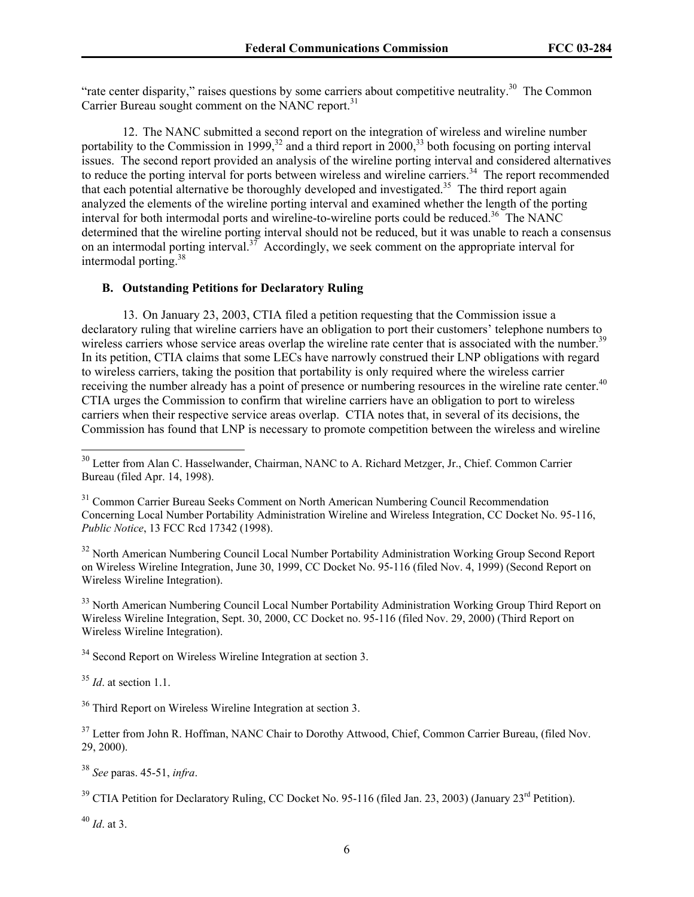"rate center disparity," raises questions by some carriers about competitive neutrality.[30] The Common Carrier Bureau sought comment on the NANC report.[31]

12. The NANC submitted a second report on the integration of wireless and wireline number portability to the Commission in 1999,[32] and a third report in 2000,[33] both focusing on porting interval issues. The second report provided an analysis of the wireline porting interval and considered alternatives to reduce the porting interval for ports between wireless and wireline carriers.[34] The report recommended that each potential alternative be thoroughly developed and investigated.[35] The third report again analyzed the elements of the wireline porting interval and examined whether the length of the porting interval for both intermodal ports and wireline-to-wireline ports could be reduced.[36] The NANC determined that the wireline porting interval should not be reduced, but it was unable to reach a consensus on an intermodal porting interval.[37] Accordingly, we seek comment on the appropriate interval for intermodal porting.[38]

### B. Outstanding Petitions for Declaratory Ruling

13. On January 23, 2003, CTIA filed a petition requesting that the Commission issue a declaratory ruling that wireline carriers have an obligation to port their customers' telephone numbers to wireless carriers whose service areas overlap the wireline rate center that is associated with the number.[39] In its petition, CTIA claims that some LECs have narrowly construed their LNP obligations with regard to wireless carriers, taking the position that portability is only required where the wireless carrier receiving the number already has a point of presence or numbering resources in the wireline rate center.[40] CTIA urges the Commission to confirm that wireline carriers have an obligation to port to wireless carriers when their respective service areas overlap. CTIA notes that, in several of its decisions, the Commission has found that LNP is necessary to promote competition between the wireless and wireline

---

[30] Letter from Alan C. Hasselwander, Chairman, NANC to A. Richard Metzger, Jr., Chief. Common Carrier Bureau (filed Apr. 14, 1998).

[31] Common Carrier Bureau Seeks Comment on North American Numbering Council Recommendation Concerning Local Number Portability Administration Wireline and Wireless Integration, CC Docket No. 95-116, *Public Notice*, 13 FCC Rcd 17342 (1998).

[32] North American Numbering Council Local Number Portability Administration Working Group Second Report on Wireless Wireline Integration, June 30, 1999, CC Docket No. 95-116 (filed Nov. 4, 1999) (Second Report on Wireless Wireline Integration).

[33] North American Numbering Council Local Number Portability Administration Working Group Third Report on Wireless Wireline Integration, Sept. 30, 2000, CC Docket no. 95-116 (filed Nov. 29, 2000) (Third Report on Wireless Wireline Integration).

[34] Second Report on Wireless Wireline Integration at section 3.

[35] *Id*. at section 1.1.

[36] Third Report on Wireless Wireline Integration at section 3.

[37] Letter from John R. Hoffman, NANC Chair to Dorothy Attwood, Chief, Common Carrier Bureau, (filed Nov. 29, 2000).

[38] *See* paras. 45-51, *infra*.

[39] CTIA Petition for Declaratory Ruling, CC Docket No. 95-116 (filed Jan. 23, 2003) (January 23rd Petition).

[40] *Id*. at 3.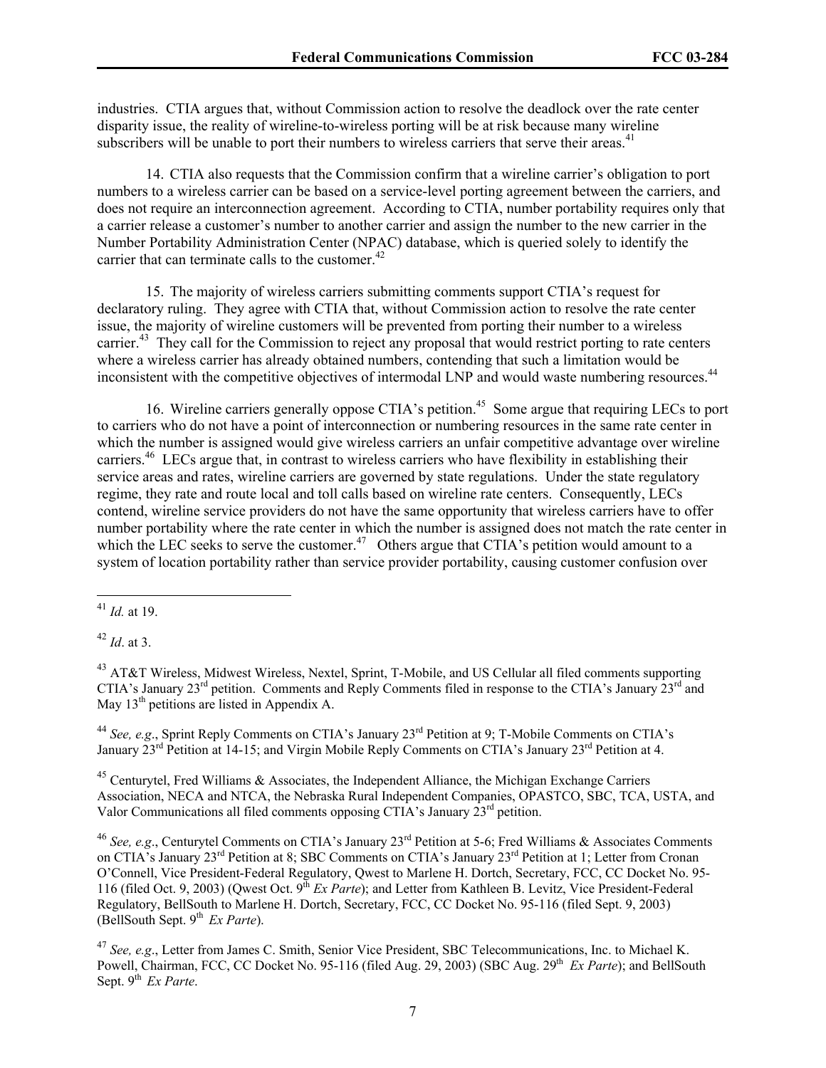industries. CTIA argues that, without Commission action to resolve the deadlock over the rate center disparity issue, the reality of wireline-to-wireless porting will be at risk because many wireline subscribers will be unable to port their numbers to wireless carriers that serve their areas.[41]

14. CTIA also requests that the Commission confirm that a wireline carrier's obligation to port numbers to a wireless carrier can be based on a service-level porting agreement between the carriers, and does not require an interconnection agreement. According to CTIA, number portability requires only that a carrier release a customer's number to another carrier and assign the number to the new carrier in the Number Portability Administration Center (NPAC) database, which is queried solely to identify the carrier that can terminate calls to the customer.[42]

15. The majority of wireless carriers submitting comments support CTIA's request for declaratory ruling. They agree with CTIA that, without Commission action to resolve the rate center issue, the majority of wireline customers will be prevented from porting their number to a wireless carrier.[43] They call for the Commission to reject any proposal that would restrict porting to rate centers where a wireless carrier has already obtained numbers, contending that such a limitation would be inconsistent with the competitive objectives of intermodal LNP and would waste numbering resources.[44]

16. Wireline carriers generally oppose CTIA's petition.[45] Some argue that requiring LECs to port to carriers who do not have a point of interconnection or numbering resources in the same rate center in which the number is assigned would give wireless carriers an unfair competitive advantage over wireline carriers.[46] LECs argue that, in contrast to wireless carriers who have flexibility in establishing their service areas and rates, wireline carriers are governed by state regulations. Under the state regulatory regime, they rate and route local and toll calls based on wireline rate centers. Consequently, LECs contend, wireline service providers do not have the same opportunity that wireless carriers have to offer number portability where the rate center in which the number is assigned does not match the rate center in which the LEC seeks to serve the customer.[47] Others argue that CTIA's petition would amount to a system of location portability rather than service provider portability, causing customer confusion over

---

[41] *Id.* at 19.

[42] *Id*. at 3.

[43] AT&T Wireless, Midwest Wireless, Nextel, Sprint, T-Mobile, and US Cellular all filed comments supporting CTIA's January 23rd petition. Comments and Reply Comments filed in response to the CTIA's January 23rd and May 13th petitions are listed in Appendix A.

[44] *See, e.g*., Sprint Reply Comments on CTIA's January 23rd Petition at 9; T-Mobile Comments on CTIA's January 23rd Petition at 14-15; and Virgin Mobile Reply Comments on CTIA's January 23rd Petition at 4.

[45] Centurytel, Fred Williams & Associates, the Independent Alliance, the Michigan Exchange Carriers Association, NECA and NTCA, the Nebraska Rural Independent Companies, OPASTCO, SBC, TCA, USTA, and Valor Communications all filed comments opposing CTIA's January 23rd petition.

[46] *See, e.g*., Centurytel Comments on CTIA's January 23rd Petition at 5-6; Fred Williams & Associates Comments on CTIA's January 23rd Petition at 8; SBC Comments on CTIA's January 23rd Petition at 1; Letter from Cronan O'Connell, Vice President-Federal Regulatory, Qwest to Marlene H. Dortch, Secretary, FCC, CC Docket No. 95-116 (filed Oct. 9, 2003) (Qwest Oct. 9th *Ex Parte*); and Letter from Kathleen B. Levitz, Vice President-Federal Regulatory, BellSouth to Marlene H. Dortch, Secretary, FCC, CC Docket No. 95-116 (filed Sept. 9, 2003) (BellSouth Sept. 9th *Ex Parte*).

[47] *See, e.g*., Letter from James C. Smith, Senior Vice President, SBC Telecommunications, Inc. to Michael K. Powell, Chairman, FCC, CC Docket No. 95-116 (filed Aug. 29, 2003) (SBC Aug. 29th *Ex Parte*); and BellSouth Sept. 9th *Ex Parte*.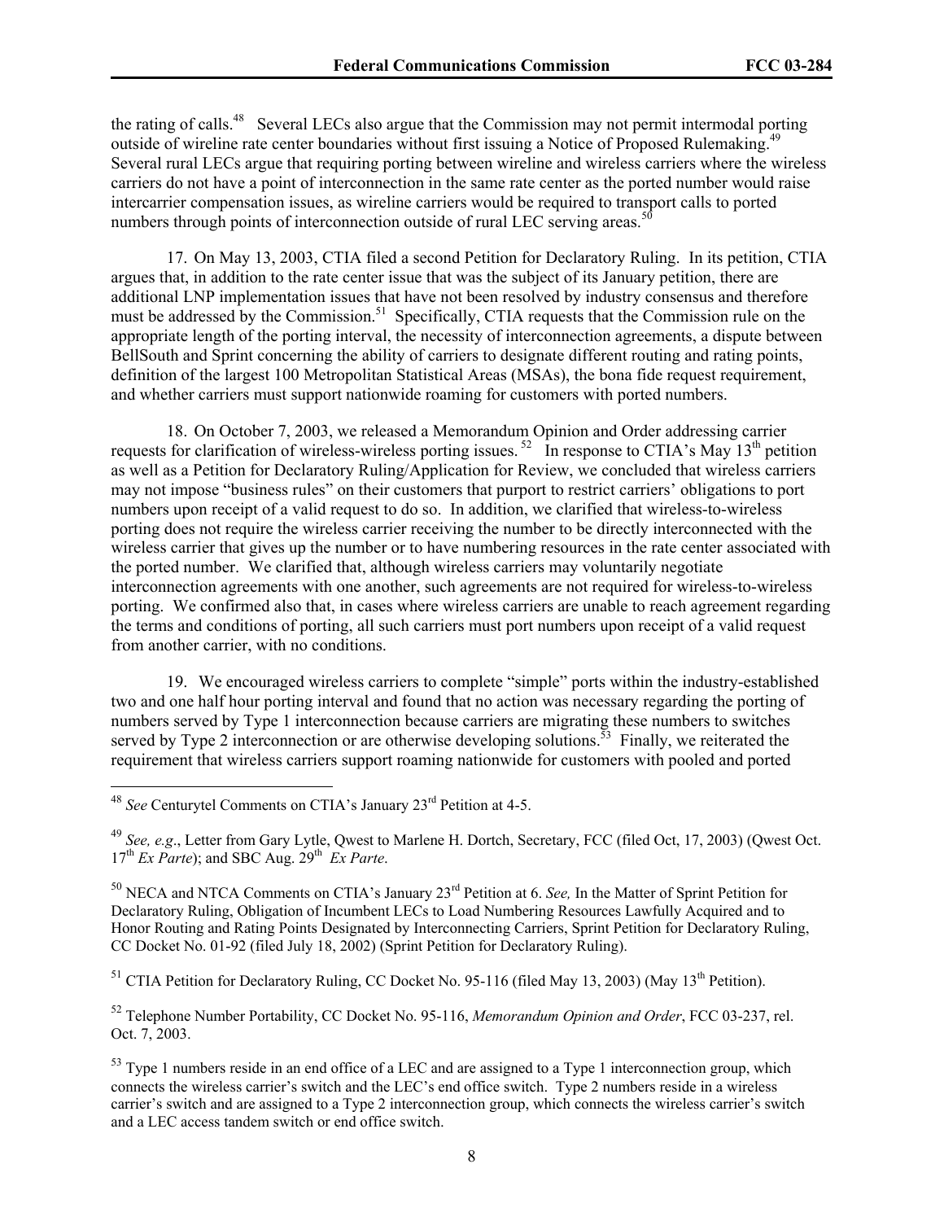the rating of calls.[48] Several LECs also argue that the Commission may not permit intermodal porting outside of wireline rate center boundaries without first issuing a Notice of Proposed Rulemaking.[49] Several rural LECs argue that requiring porting between wireline and wireless carriers where the wireless carriers do not have a point of interconnection in the same rate center as the ported number would raise intercarrier compensation issues, as wireline carriers would be required to transport calls to ported numbers through points of interconnection outside of rural LEC serving areas.[50]

17. On May 13, 2003, CTIA filed a second Petition for Declaratory Ruling. In its petition, CTIA argues that, in addition to the rate center issue that was the subject of its January petition, there are additional LNP implementation issues that have not been resolved by industry consensus and therefore must be addressed by the Commission.[51] Specifically, CTIA requests that the Commission rule on the appropriate length of the porting interval, the necessity of interconnection agreements, a dispute between BellSouth and Sprint concerning the ability of carriers to designate different routing and rating points, definition of the largest 100 Metropolitan Statistical Areas (MSAs), the bona fide request requirement, and whether carriers must support nationwide roaming for customers with ported numbers.

18. On October 7, 2003, we released a Memorandum Opinion and Order addressing carrier requests for clarification of wireless-wireless porting issues.[52] In response to CTIA's May 13th petition as well as a Petition for Declaratory Ruling/Application for Review, we concluded that wireless carriers may not impose "business rules" on their customers that purport to restrict carriers' obligations to port numbers upon receipt of a valid request to do so. In addition, we clarified that wireless-to-wireless porting does not require the wireless carrier receiving the number to be directly interconnected with the wireless carrier that gives up the number or to have numbering resources in the rate center associated with the ported number. We clarified that, although wireless carriers may voluntarily negotiate interconnection agreements with one another, such agreements are not required for wireless-to-wireless porting. We confirmed also that, in cases where wireless carriers are unable to reach agreement regarding the terms and conditions of porting, all such carriers must port numbers upon receipt of a valid request from another carrier, with no conditions.

19. We encouraged wireless carriers to complete "simple" ports within the industry-established two and one half hour porting interval and found that no action was necessary regarding the porting of numbers served by Type 1 interconnection because carriers are migrating these numbers to switches served by Type 2 interconnection or are otherwise developing solutions.[53] Finally, we reiterated the requirement that wireless carriers support roaming nationwide for customers with pooled and ported

---

[48] *See* Centurytel Comments on CTIA's January 23rd Petition at 4-5.

[49] *See, e.g*., Letter from Gary Lytle, Qwest to Marlene H. Dortch, Secretary, FCC (filed Oct, 17, 2003) (Qwest Oct. 17th *Ex Parte*); and SBC Aug. 29th *Ex Parte*.

[50] NECA and NTCA Comments on CTIA's January 23rd Petition at 6. *See,* In the Matter of Sprint Petition for Declaratory Ruling, Obligation of Incumbent LECs to Load Numbering Resources Lawfully Acquired and to Honor Routing and Rating Points Designated by Interconnecting Carriers, Sprint Petition for Declaratory Ruling, CC Docket No. 01-92 (filed July 18, 2002) (Sprint Petition for Declaratory Ruling).

[51] CTIA Petition for Declaratory Ruling, CC Docket No. 95-116 (filed May 13, 2003) (May 13th Petition).

[52] Telephone Number Portability, CC Docket No. 95-116, *Memorandum Opinion and Order*, FCC 03-237, rel. Oct. 7, 2003.

[53] Type 1 numbers reside in an end office of a LEC and are assigned to a Type 1 interconnection group, which connects the wireless carrier's switch and the LEC's end office switch. Type 2 numbers reside in a wireless carrier's switch and are assigned to a Type 2 interconnection group, which connects the wireless carrier's switch and a LEC access tandem switch or end office switch.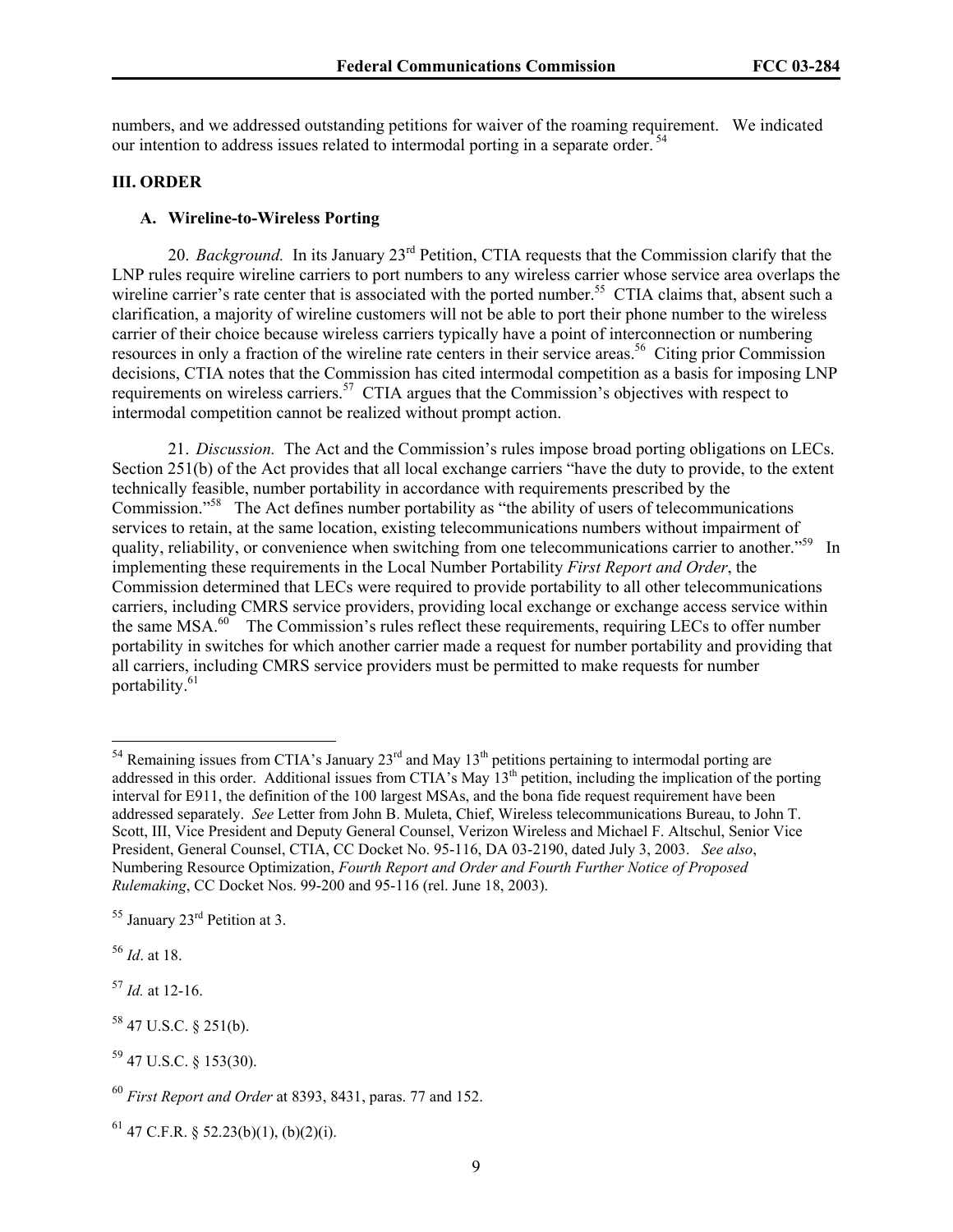numbers, and we addressed outstanding petitions for waiver of the roaming requirement. We indicated our intention to address issues related to intermodal porting in a separate order.[54]

## III. ORDER

### A. Wireline-to-Wireless Porting

20. *Background.* In its January 23rd Petition, CTIA requests that the Commission clarify that the LNP rules require wireline carriers to port numbers to any wireless carrier whose service area overlaps the wireline carrier's rate center that is associated with the ported number.[55] CTIA claims that, absent such a clarification, a majority of wireline customers will not be able to port their phone number to the wireless carrier of their choice because wireless carriers typically have a point of interconnection or numbering resources in only a fraction of the wireline rate centers in their service areas.[56] Citing prior Commission decisions, CTIA notes that the Commission has cited intermodal competition as a basis for imposing LNP requirements on wireless carriers.[57] CTIA argues that the Commission's objectives with respect to intermodal competition cannot be realized without prompt action.

21. *Discussion.* The Act and the Commission's rules impose broad porting obligations on LECs. Section 251(b) of the Act provides that all local exchange carriers "have the duty to provide, to the extent technically feasible, number portability in accordance with requirements prescribed by the Commission."[58] The Act defines number portability as "the ability of users of telecommunications services to retain, at the same location, existing telecommunications numbers without impairment of quality, reliability, or convenience when switching from one telecommunications carrier to another."[59] In implementing these requirements in the Local Number Portability *First Report and Order*, the Commission determined that LECs were required to provide portability to all other telecommunications carriers, including CMRS service providers, providing local exchange or exchange access service within the same MSA.[60] The Commission's rules reflect these requirements, requiring LECs to offer number portability in switches for which another carrier made a request for number portability and providing that all carriers, including CMRS service providers must be permitted to make requests for number portability.[61]

---

[54] Remaining issues from CTIA's January 23rd and May 13th petitions pertaining to intermodal porting are addressed in this order. Additional issues from CTIA's May 13th petition, including the implication of the porting interval for E911, the definition of the 100 largest MSAs, and the bona fide request requirement have been addressed separately. *See* Letter from John B. Muleta, Chief, Wireless telecommunications Bureau, to John T. Scott, III, Vice President and Deputy General Counsel, Verizon Wireless and Michael F. Altschul, Senior Vice President, General Counsel, CTIA, CC Docket No. 95-116, DA 03-2190, dated July 3, 2003. *See also*, Numbering Resource Optimization, *Fourth Report and Order and Fourth Further Notice of Proposed Rulemaking*, CC Docket Nos. 99-200 and 95-116 (rel. June 18, 2003).

[55] January 23rd Petition at 3.

[56] *Id*. at 18.

[57] *Id.* at 12-16.

[58] 47 U.S.C. § 251(b).

[59] 47 U.S.C. § 153(30).

[60] *First Report and Order* at 8393, 8431, paras. 77 and 152.

[61] 47 C.F.R. § 52.23(b)(1), (b)(2)(i).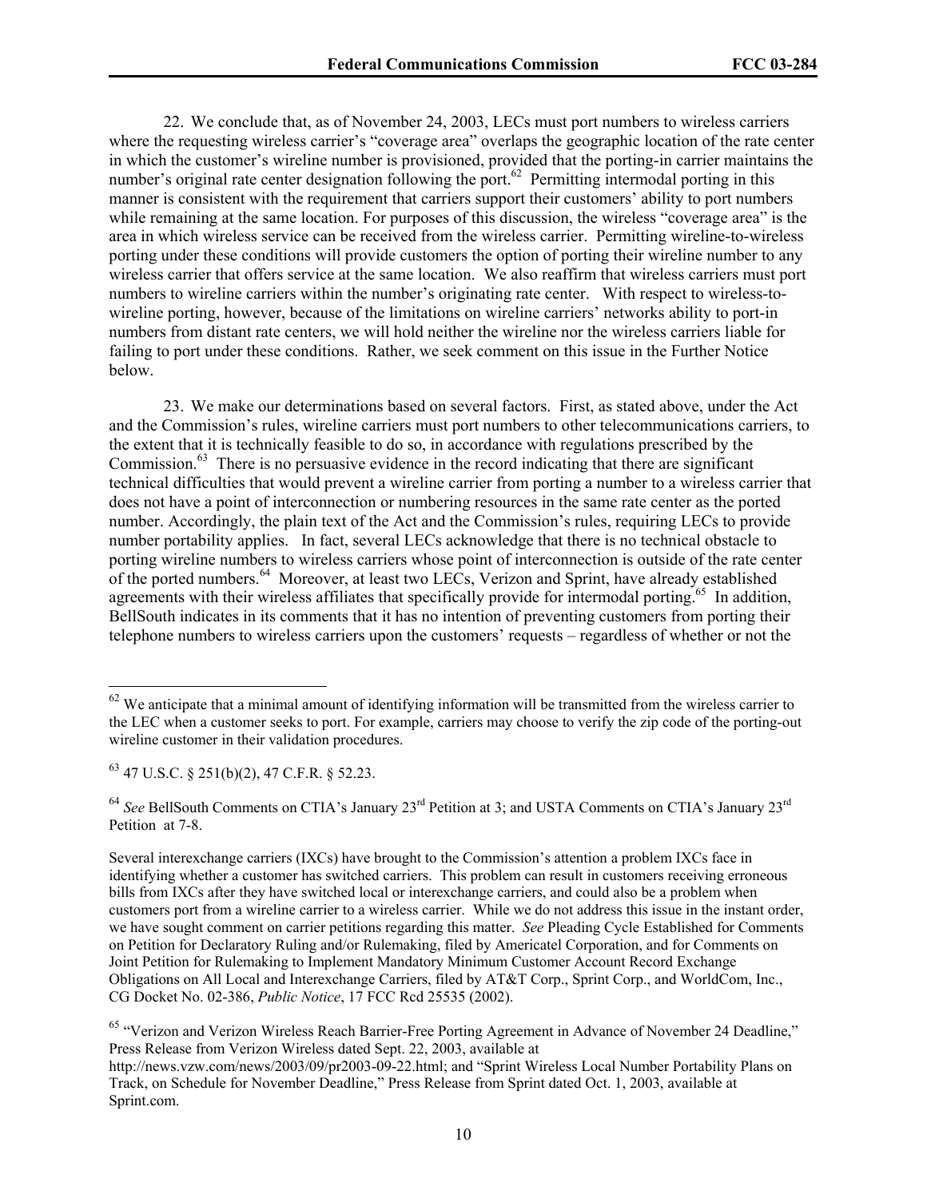22. We conclude that, as of November 24, 2003, LECs must port numbers to wireless carriers where the requesting wireless carrier's "coverage area" overlaps the geographic location of the rate center in which the customer's wireline number is provisioned, provided that the porting-in carrier maintains the number's original rate center designation following the port.[62] Permitting intermodal porting in this manner is consistent with the requirement that carriers support their customers' ability to port numbers while remaining at the same location. For purposes of this discussion, the wireless "coverage area" is the area in which wireless service can be received from the wireless carrier. Permitting wireline-to-wireless porting under these conditions will provide customers the option of porting their wireline number to any wireless carrier that offers service at the same location. We also reaffirm that wireless carriers must port numbers to wireline carriers within the number's originating rate center. With respect to wireless-to-wireline porting, however, because of the limitations on wireline carriers' networks ability to port-in numbers from distant rate centers, we will hold neither the wireline nor the wireless carriers liable for failing to port under these conditions. Rather, we seek comment on this issue in the Further Notice below.

23. We make our determinations based on several factors. First, as stated above, under the Act and the Commission's rules, wireline carriers must port numbers to other telecommunications carriers, to the extent that it is technically feasible to do so, in accordance with regulations prescribed by the Commission.[63] There is no persuasive evidence in the record indicating that there are significant technical difficulties that would prevent a wireline carrier from porting a number to a wireless carrier that does not have a point of interconnection or numbering resources in the same rate center as the ported number. Accordingly, the plain text of the Act and the Commission's rules, requiring LECs to provide number portability applies. In fact, several LECs acknowledge that there is no technical obstacle to porting wireline numbers to wireless carriers whose point of interconnection is outside of the rate center of the ported numbers.[64] Moreover, at least two LECs, Verizon and Sprint, have already established agreements with their wireless affiliates that specifically provide for intermodal porting.[65] In addition, BellSouth indicates in its comments that it has no intention of preventing customers from porting their telephone numbers to wireless carriers upon the customers' requests – regardless of whether or not the

---

[62] We anticipate that a minimal amount of identifying information will be transmitted from the wireless carrier to the LEC when a customer seeks to port. For example, carriers may choose to verify the zip code of the porting-out wireline customer in their validation procedures.

[63] 47 U.S.C. § 251(b)(2), 47 C.F.R. § 52.23.

[64] *See* BellSouth Comments on CTIA's January 23rd Petition at 3; and USTA Comments on CTIA's January 23rd Petition at 7-8.

Several interexchange carriers (IXCs) have brought to the Commission's attention a problem IXCs face in identifying whether a customer has switched carriers. This problem can result in customers receiving erroneous bills from IXCs after they have switched local or interexchange carriers, and could also be a problem when customers port from a wireline carrier to a wireless carrier. While we do not address this issue in the instant order, we have sought comment on carrier petitions regarding this matter. *See* Pleading Cycle Established for Comments on Petition for Declaratory Ruling and/or Rulemaking, filed by Americatel Corporation, and for Comments on Joint Petition for Rulemaking to Implement Mandatory Minimum Customer Account Record Exchange Obligations on All Local and Interexchange Carriers, filed by AT&T Corp., Sprint Corp., and WorldCom, Inc., CG Docket No. 02-386, *Public Notice*, 17 FCC Rcd 25535 (2002).

[65] "Verizon and Verizon Wireless Reach Barrier-Free Porting Agreement in Advance of November 24 Deadline," Press Release from Verizon Wireless dated Sept. 22, 2003, available at http://news.vzw.com/news/2003/09/pr2003-09-22.html; and "Sprint Wireless Local Number Portability Plans on Track, on Schedule for November Deadline," Press Release from Sprint dated Oct. 1, 2003, available at Sprint.com.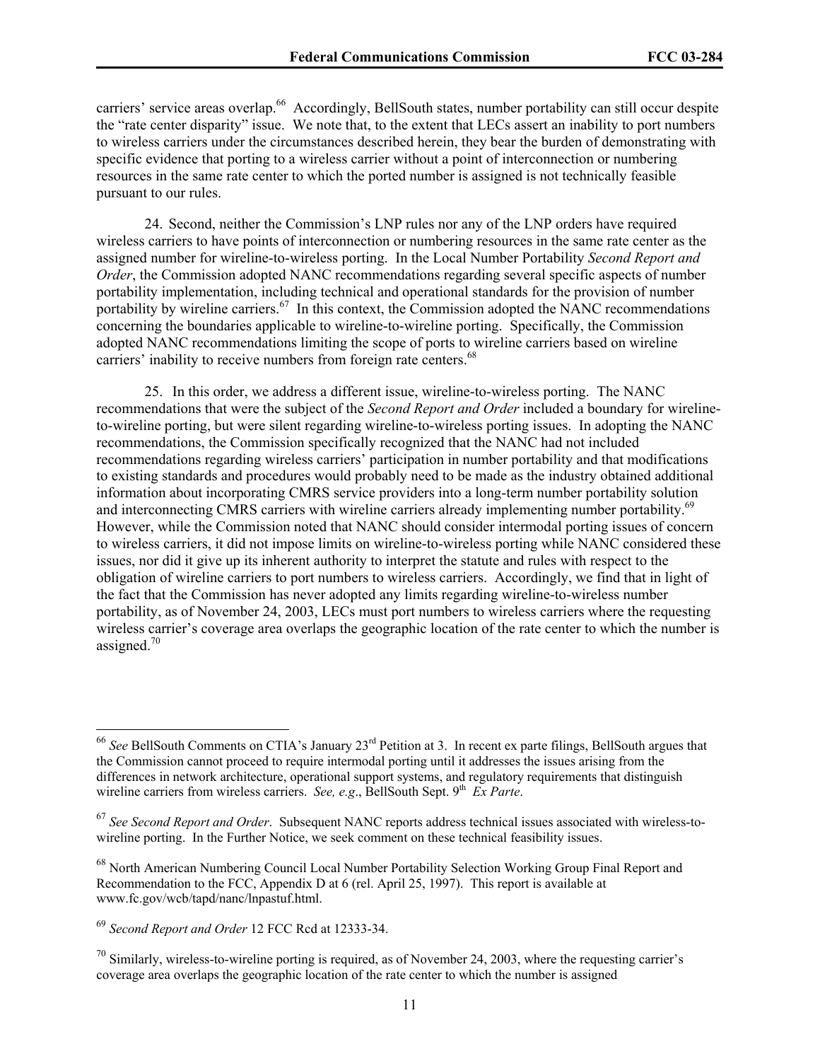carriers' service areas overlap.[66] Accordingly, BellSouth states, number portability can still occur despite the "rate center disparity" issue. We note that, to the extent that LECs assert an inability to port numbers to wireless carriers under the circumstances described herein, they bear the burden of demonstrating with specific evidence that porting to a wireless carrier without a point of interconnection or numbering resources in the same rate center to which the ported number is assigned is not technically feasible pursuant to our rules.

24. Second, neither the Commission's LNP rules nor any of the LNP orders have required wireless carriers to have points of interconnection or numbering resources in the same rate center as the assigned number for wireline-to-wireless porting. In the Local Number Portability *Second Report and Order*, the Commission adopted NANC recommendations regarding several specific aspects of number portability implementation, including technical and operational standards for the provision of number portability by wireline carriers.[67] In this context, the Commission adopted the NANC recommendations concerning the boundaries applicable to wireline-to-wireline porting. Specifically, the Commission adopted NANC recommendations limiting the scope of ports to wireline carriers based on wireline carriers' inability to receive numbers from foreign rate centers.[68]

25. In this order, we address a different issue, wireline-to-wireless porting. The NANC recommendations that were the subject of the *Second Report and Order* included a boundary for wireline-to-wireline porting, but were silent regarding wireline-to-wireless porting issues. In adopting the NANC recommendations, the Commission specifically recognized that the NANC had not included recommendations regarding wireless carriers' participation in number portability and that modifications to existing standards and procedures would probably need to be made as the industry obtained additional information about incorporating CMRS service providers into a long-term number portability solution and interconnecting CMRS carriers with wireline carriers already implementing number portability.[69] However, while the Commission noted that NANC should consider intermodal porting issues of concern to wireless carriers, it did not impose limits on wireline-to-wireless porting while NANC considered these issues, nor did it give up its inherent authority to interpret the statute and rules with respect to the obligation of wireline carriers to port numbers to wireless carriers. Accordingly, we find that in light of the fact that the Commission has never adopted any limits regarding wireline-to-wireless number portability, as of November 24, 2003, LECs must port numbers to wireless carriers where the requesting wireless carrier's coverage area overlaps the geographic location of the rate center to which the number is assigned.[70]

---

[66] *See* BellSouth Comments on CTIA's January 23rd Petition at 3. In recent ex parte filings, BellSouth argues that the Commission cannot proceed to require intermodal porting until it addresses the issues arising from the differences in network architecture, operational support systems, and regulatory requirements that distinguish wireline carriers from wireless carriers. *See, e.g*., BellSouth Sept. 9th *Ex Parte*.

[67] *See Second Report and Order*. Subsequent NANC reports address technical issues associated with wireless-to-wireline porting. In the Further Notice, we seek comment on these technical feasibility issues.

[68] North American Numbering Council Local Number Portability Selection Working Group Final Report and Recommendation to the FCC, Appendix D at 6 (rel. April 25, 1997). This report is available at www.fc.gov/wcb/tapd/nanc/lnpastuf.html.

[69] *Second Report and Order* 12 FCC Rcd at 12333-34.

[70] Similarly, wireless-to-wireline porting is required, as of November 24, 2003, where the requesting carrier's coverage area overlaps the geographic location of the rate center to which the number is assigned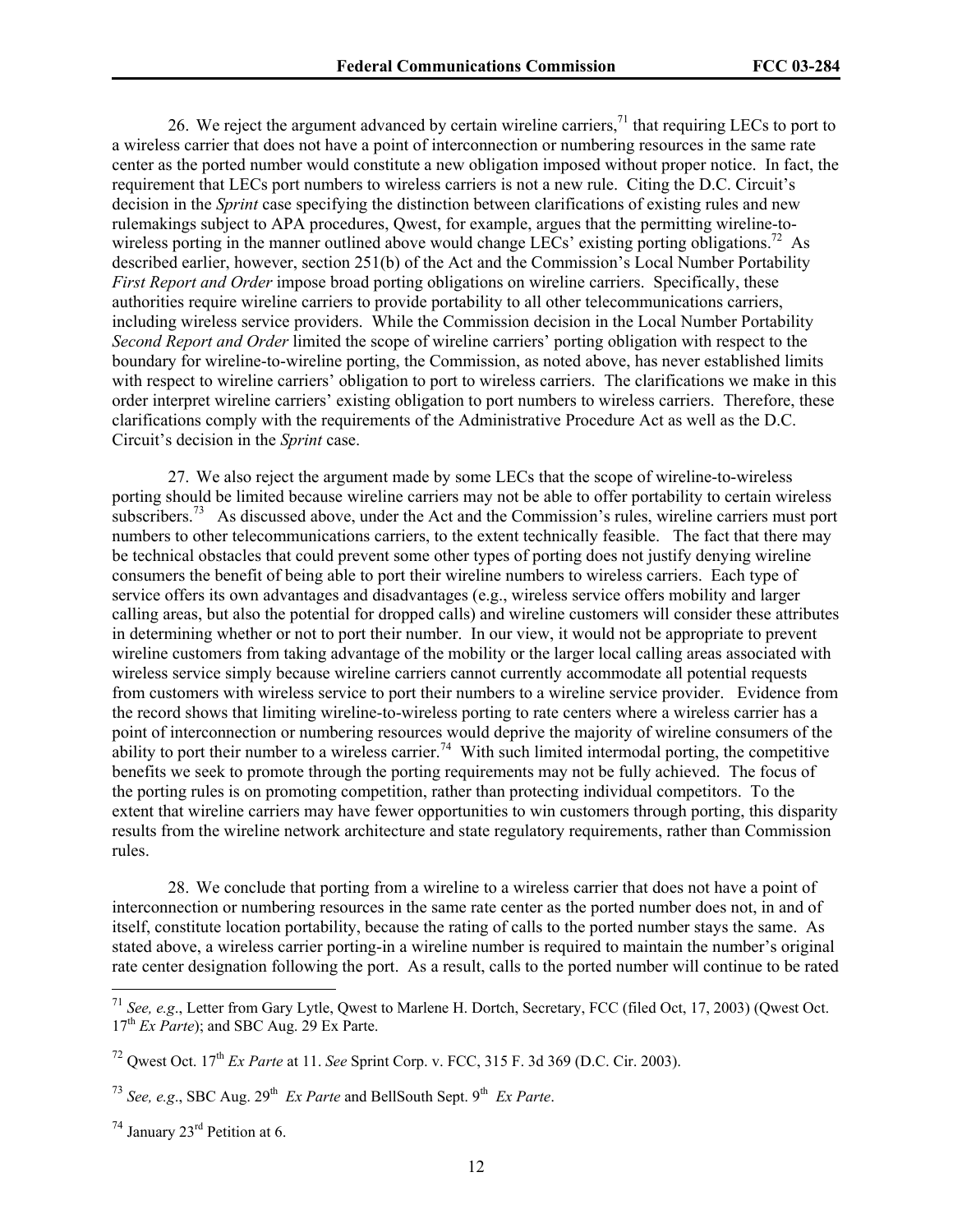26. We reject the argument advanced by certain wireline carriers,[71] that requiring LECs to port to a wireless carrier that does not have a point of interconnection or numbering resources in the same rate center as the ported number would constitute a new obligation imposed without proper notice. In fact, the requirement that LECs port numbers to wireless carriers is not a new rule. Citing the D.C. Circuit's decision in the *Sprint* case specifying the distinction between clarifications of existing rules and new rulemakings subject to APA procedures, Qwest, for example, argues that the permitting wireline-to-wireless porting in the manner outlined above would change LECs' existing porting obligations.[72] As described earlier, however, section 251(b) of the Act and the Commission's Local Number Portability *First Report and Order* impose broad porting obligations on wireline carriers. Specifically, these authorities require wireline carriers to provide portability to all other telecommunications carriers, including wireless service providers. While the Commission decision in the Local Number Portability *Second Report and Order* limited the scope of wireline carriers' porting obligation with respect to the boundary for wireline-to-wireline porting, the Commission, as noted above, has never established limits with respect to wireline carriers' obligation to port to wireless carriers. The clarifications we make in this order interpret wireline carriers' existing obligation to port numbers to wireless carriers. Therefore, these clarifications comply with the requirements of the Administrative Procedure Act as well as the D.C. Circuit's decision in the *Sprint* case.

27. We also reject the argument made by some LECs that the scope of wireline-to-wireless porting should be limited because wireline carriers may not be able to offer portability to certain wireless subscribers.[73] As discussed above, under the Act and the Commission's rules, wireline carriers must port numbers to other telecommunications carriers, to the extent technically feasible. The fact that there may be technical obstacles that could prevent some other types of porting does not justify denying wireline consumers the benefit of being able to port their wireline numbers to wireless carriers. Each type of service offers its own advantages and disadvantages (e.g., wireless service offers mobility and larger calling areas, but also the potential for dropped calls) and wireline customers will consider these attributes in determining whether or not to port their number. In our view, it would not be appropriate to prevent wireline customers from taking advantage of the mobility or the larger local calling areas associated with wireless service simply because wireline carriers cannot currently accommodate all potential requests from customers with wireless service to port their numbers to a wireline service provider. Evidence from the record shows that limiting wireline-to-wireless porting to rate centers where a wireless carrier has a point of interconnection or numbering resources would deprive the majority of wireline consumers of the ability to port their number to a wireless carrier.[74] With such limited intermodal porting, the competitive benefits we seek to promote through the porting requirements may not be fully achieved. The focus of the porting rules is on promoting competition, rather than protecting individual competitors. To the extent that wireline carriers may have fewer opportunities to win customers through porting, this disparity results from the wireline network architecture and state regulatory requirements, rather than Commission rules.

28. We conclude that porting from a wireline to a wireless carrier that does not have a point of interconnection or numbering resources in the same rate center as the ported number does not, in and of itself, constitute location portability, because the rating of calls to the ported number stays the same. As stated above, a wireless carrier porting-in a wireline number is required to maintain the number's original rate center designation following the port. As a result, calls to the ported number will continue to be rated

---

[71] *See, e.g*., Letter from Gary Lytle, Qwest to Marlene H. Dortch, Secretary, FCC (filed Oct, 17, 2003) (Qwest Oct. 17th *Ex Parte*); and SBC Aug. 29 Ex Parte.

[72] Qwest Oct. 17th *Ex Parte* at 11. *See* Sprint Corp. v. FCC, 315 F. 3d 369 (D.C. Cir. 2003).

[73] *See, e.g*., SBC Aug. 29th *Ex Parte* and BellSouth Sept. 9th *Ex Parte*.

[74] January 23rd Petition at 6.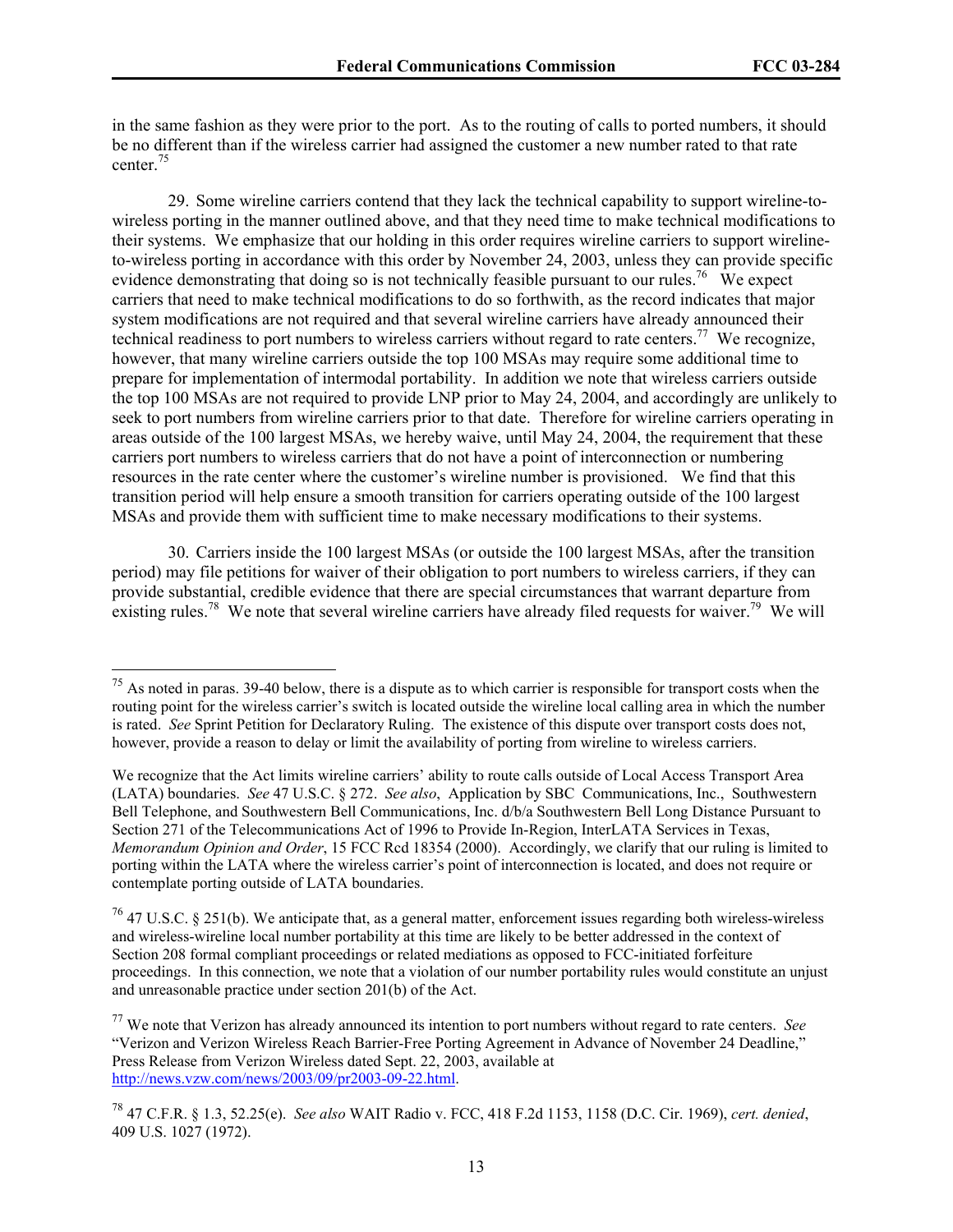in the same fashion as they were prior to the port. As to the routing of calls to ported numbers, it should be no different than if the wireless carrier had assigned the customer a new number rated to that rate center.[75]

29. Some wireline carriers contend that they lack the technical capability to support wireline-to-wireless porting in the manner outlined above, and that they need time to make technical modifications to their systems. We emphasize that our holding in this order requires wireline carriers to support wireline-to-wireless porting in accordance with this order by November 24, 2003, unless they can provide specific evidence demonstrating that doing so is not technically feasible pursuant to our rules.[76] We expect carriers that need to make technical modifications to do so forthwith, as the record indicates that major system modifications are not required and that several wireline carriers have already announced their technical readiness to port numbers to wireless carriers without regard to rate centers.[77] We recognize, however, that many wireline carriers outside the top 100 MSAs may require some additional time to prepare for implementation of intermodal portability. In addition we note that wireless carriers outside the top 100 MSAs are not required to provide LNP prior to May 24, 2004, and accordingly are unlikely to seek to port numbers from wireline carriers prior to that date. Therefore for wireline carriers operating in areas outside of the 100 largest MSAs, we hereby waive, until May 24, 2004, the requirement that these carriers port numbers to wireless carriers that do not have a point of interconnection or numbering resources in the rate center where the customer's wireline number is provisioned. We find that this transition period will help ensure a smooth transition for carriers operating outside of the 100 largest MSAs and provide them with sufficient time to make necessary modifications to their systems.

30. Carriers inside the 100 largest MSAs (or outside the 100 largest MSAs, after the transition period) may file petitions for waiver of their obligation to port numbers to wireless carriers, if they can provide substantial, credible evidence that there are special circumstances that warrant departure from existing rules.[78] We note that several wireline carriers have already filed requests for waiver.[79] We will

---

[75] As noted in paras. 39-40 below, there is a dispute as to which carrier is responsible for transport costs when the routing point for the wireless carrier's switch is located outside the wireline local calling area in which the number is rated. *See* Sprint Petition for Declaratory Ruling. The existence of this dispute over transport costs does not, however, provide a reason to delay or limit the availability of porting from wireline to wireless carriers.

We recognize that the Act limits wireline carriers' ability to route calls outside of Local Access Transport Area (LATA) boundaries. *See* 47 U.S.C. § 272. *See also*, Application by SBC Communications, Inc., Southwestern Bell Telephone, and Southwestern Bell Communications, Inc. d/b/a Southwestern Bell Long Distance Pursuant to Section 271 of the Telecommunications Act of 1996 to Provide In-Region, InterLATA Services in Texas, *Memorandum Opinion and Order*, 15 FCC Rcd 18354 (2000). Accordingly, we clarify that our ruling is limited to porting within the LATA where the wireless carrier's point of interconnection is located, and does not require or contemplate porting outside of LATA boundaries.

[76] 47 U.S.C. § 251(b). We anticipate that, as a general matter, enforcement issues regarding both wireless-wireless and wireless-wireline local number portability at this time are likely to be better addressed in the context of Section 208 formal compliant proceedings or related mediations as opposed to FCC-initiated forfeiture proceedings. In this connection, we note that a violation of our number portability rules would constitute an unjust and unreasonable practice under section 201(b) of the Act.

[77] We note that Verizon has already announced its intention to port numbers without regard to rate centers. *See* "Verizon and Verizon Wireless Reach Barrier-Free Porting Agreement in Advance of November 24 Deadline," Press Release from Verizon Wireless dated Sept. 22, 2003, available at http://news.vzw.com/news/2003/09/pr2003-09-22.html.

[78] 47 C.F.R. § 1.3, 52.25(e). *See also* WAIT Radio v. FCC, 418 F.2d 1153, 1158 (D.C. Cir. 1969), *cert. denied*, 409 U.S. 1027 (1972).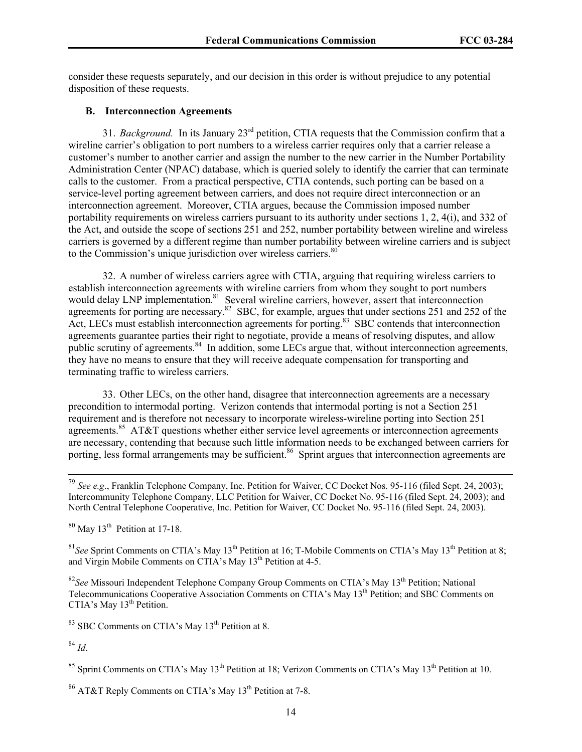consider these requests separately, and our decision in this order is without prejudice to any potential disposition of these requests.

### B. Interconnection Agreements

31. *Background.* In its January 23rd petition, CTIA requests that the Commission confirm that a wireline carrier's obligation to port numbers to a wireless carrier requires only that a carrier release a customer's number to another carrier and assign the number to the new carrier in the Number Portability Administration Center (NPAC) database, which is queried solely to identify the carrier that can terminate calls to the customer. From a practical perspective, CTIA contends, such porting can be based on a service-level porting agreement between carriers, and does not require direct interconnection or an interconnection agreement. Moreover, CTIA argues, because the Commission imposed number portability requirements on wireless carriers pursuant to its authority under sections 1, 2, 4(i), and 332 of the Act, and outside the scope of sections 251 and 252, number portability between wireline and wireless carriers is governed by a different regime than number portability between wireline carriers and is subject to the Commission's unique jurisdiction over wireless carriers.[80]

32. A number of wireless carriers agree with CTIA, arguing that requiring wireless carriers to establish interconnection agreements with wireline carriers from whom they sought to port numbers would delay LNP implementation.[81] Several wireline carriers, however, assert that interconnection agreements for porting are necessary.[82] SBC, for example, argues that under sections 251 and 252 of the Act, LECs must establish interconnection agreements for porting.[83] SBC contends that interconnection agreements guarantee parties their right to negotiate, provide a means of resolving disputes, and allow public scrutiny of agreements.[84] In addition, some LECs argue that, without interconnection agreements, they have no means to ensure that they will receive adequate compensation for transporting and terminating traffic to wireless carriers.

33. Other LECs, on the other hand, disagree that interconnection agreements are a necessary precondition to intermodal porting. Verizon contends that intermodal porting is not a Section 251 requirement and is therefore not necessary to incorporate wireless-wireline porting into Section 251 agreements.[85] AT&T questions whether either service level agreements or interconnection agreements are necessary, contending that because such little information needs to be exchanged between carriers for porting, less formal arrangements may be sufficient.[86] Sprint argues that interconnection agreements are

---

[79] *See e.g*., Franklin Telephone Company, Inc. Petition for Waiver, CC Docket Nos. 95-116 (filed Sept. 24, 2003); Intercommunity Telephone Company, LLC Petition for Waiver, CC Docket No. 95-116 (filed Sept. 24, 2003); and North Central Telephone Cooperative, Inc. Petition for Waiver, CC Docket No. 95-116 (filed Sept. 24, 2003).

[80] May 13th Petition at 17-18.

[81] *See* Sprint Comments on CTIA's May 13th Petition at 16; T-Mobile Comments on CTIA's May 13th Petition at 8; and Virgin Mobile Comments on CTIA's May 13th Petition at 4-5.

[82] *See* Missouri Independent Telephone Company Group Comments on CTIA's May 13th Petition; National Telecommunications Cooperative Association Comments on CTIA's May 13th Petition; and SBC Comments on CTIA's May 13th Petition.

[83] SBC Comments on CTIA's May 13th Petition at 8.

[84] *Id*.

[85] Sprint Comments on CTIA's May 13th Petition at 18; Verizon Comments on CTIA's May 13th Petition at 10.

[86] AT&T Reply Comments on CTIA's May 13th Petition at 7-8.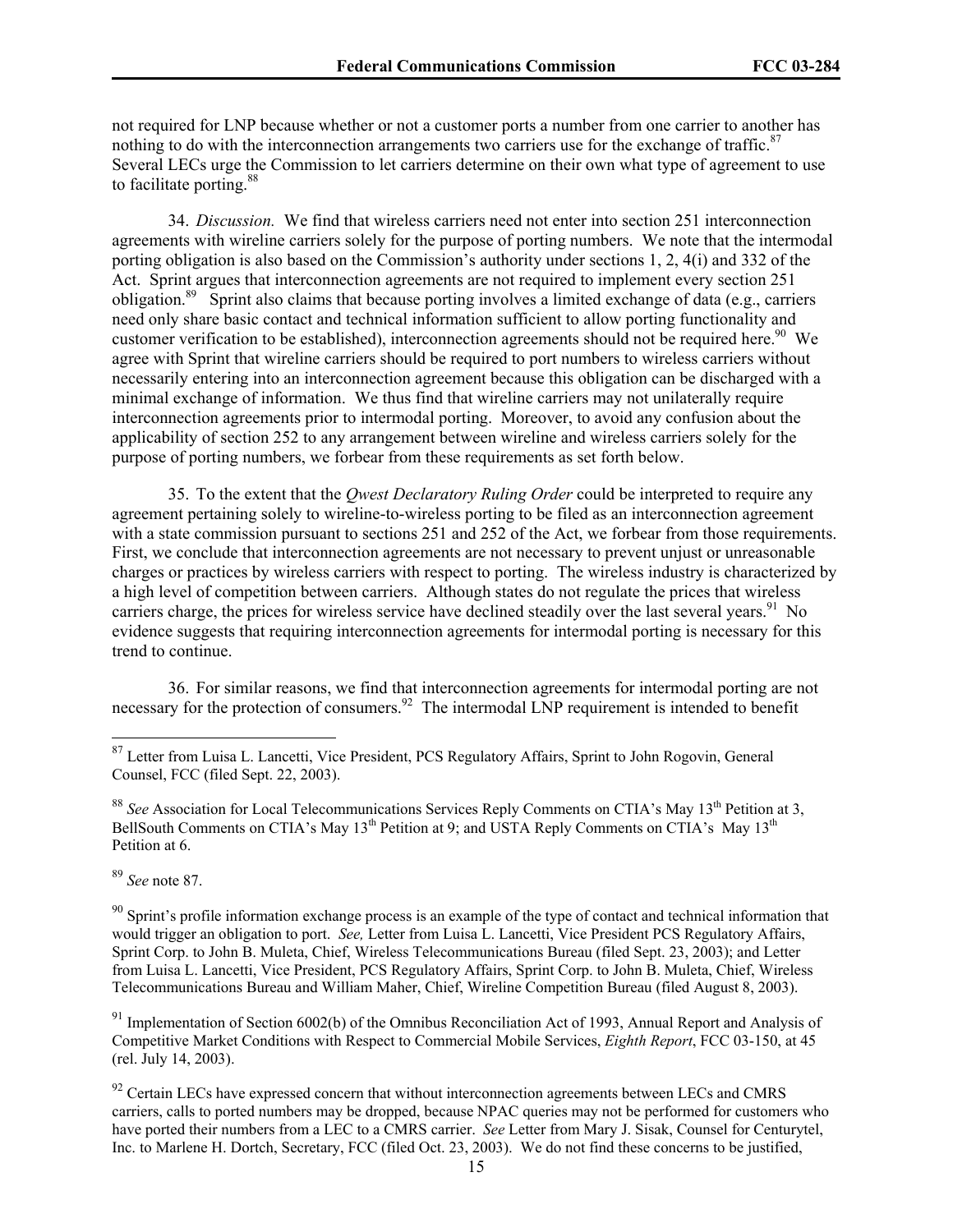not required for LNP because whether or not a customer ports a number from one carrier to another has nothing to do with the interconnection arrangements two carriers use for the exchange of traffic.[87] Several LECs urge the Commission to let carriers determine on their own what type of agreement to use to facilitate porting.[88]

34. *Discussion.* We find that wireless carriers need not enter into section 251 interconnection agreements with wireline carriers solely for the purpose of porting numbers. We note that the intermodal porting obligation is also based on the Commission's authority under sections 1, 2, 4(i) and 332 of the Act. Sprint argues that interconnection agreements are not required to implement every section 251 obligation.[89] Sprint also claims that because porting involves a limited exchange of data (e.g., carriers need only share basic contact and technical information sufficient to allow porting functionality and customer verification to be established), interconnection agreements should not be required here.[90] We agree with Sprint that wireline carriers should be required to port numbers to wireless carriers without necessarily entering into an interconnection agreement because this obligation can be discharged with a minimal exchange of information. We thus find that wireline carriers may not unilaterally require interconnection agreements prior to intermodal porting. Moreover, to avoid any confusion about the applicability of section 252 to any arrangement between wireline and wireless carriers solely for the purpose of porting numbers, we forbear from these requirements as set forth below.

35. To the extent that the *Qwest Declaratory Ruling Order* could be interpreted to require any agreement pertaining solely to wireline-to-wireless porting to be filed as an interconnection agreement with a state commission pursuant to sections 251 and 252 of the Act, we forbear from those requirements. First, we conclude that interconnection agreements are not necessary to prevent unjust or unreasonable charges or practices by wireless carriers with respect to porting. The wireless industry is characterized by a high level of competition between carriers. Although states do not regulate the prices that wireless carriers charge, the prices for wireless service have declined steadily over the last several years.[91] No evidence suggests that requiring interconnection agreements for intermodal porting is necessary for this trend to continue.

36. For similar reasons, we find that interconnection agreements for intermodal porting are not necessary for the protection of consumers.[92] The intermodal LNP requirement is intended to benefit

---

[87] Letter from Luisa L. Lancetti, Vice President, PCS Regulatory Affairs, Sprint to John Rogovin, General Counsel, FCC (filed Sept. 22, 2003).

[88] *See* Association for Local Telecommunications Services Reply Comments on CTIA's May 13th Petition at 3, BellSouth Comments on CTIA's May 13th Petition at 9; and USTA Reply Comments on CTIA's May 13th Petition at 6.

[89] *See* note 87.

[90] Sprint's profile information exchange process is an example of the type of contact and technical information that would trigger an obligation to port. *See,* Letter from Luisa L. Lancetti, Vice President PCS Regulatory Affairs, Sprint Corp. to John B. Muleta, Chief, Wireless Telecommunications Bureau (filed Sept. 23, 2003); and Letter from Luisa L. Lancetti, Vice President, PCS Regulatory Affairs, Sprint Corp. to John B. Muleta, Chief, Wireless Telecommunications Bureau and William Maher, Chief, Wireline Competition Bureau (filed August 8, 2003).

[91] Implementation of Section 6002(b) of the Omnibus Reconciliation Act of 1993, Annual Report and Analysis of Competitive Market Conditions with Respect to Commercial Mobile Services, *Eighth Report*, FCC 03-150, at 45 (rel. July 14, 2003).

[92] Certain LECs have expressed concern that without interconnection agreements between LECs and CMRS carriers, calls to ported numbers may be dropped, because NPAC queries may not be performed for customers who have ported their numbers from a LEC to a CMRS carrier. *See* Letter from Mary J. Sisak, Counsel for Centurytel, Inc. to Marlene H. Dortch, Secretary, FCC (filed Oct. 23, 2003). We do not find these concerns to be justified,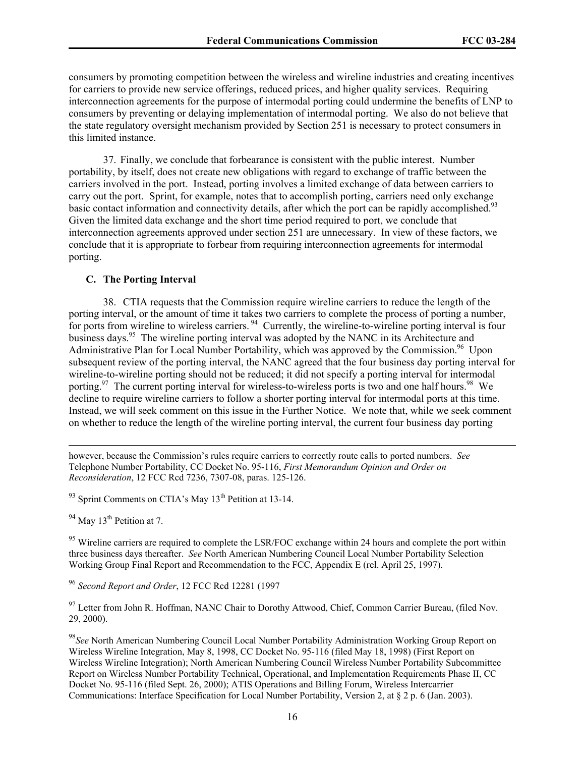consumers by promoting competition between the wireless and wireline industries and creating incentives for carriers to provide new service offerings, reduced prices, and higher quality services. Requiring interconnection agreements for the purpose of intermodal porting could undermine the benefits of LNP to consumers by preventing or delaying implementation of intermodal porting. We also do not believe that the state regulatory oversight mechanism provided by Section 251 is necessary to protect consumers in this limited instance.

37. Finally, we conclude that forbearance is consistent with the public interest. Number portability, by itself, does not create new obligations with regard to exchange of traffic between the carriers involved in the port. Instead, porting involves a limited exchange of data between carriers to carry out the port. Sprint, for example, notes that to accomplish porting, carriers need only exchange basic contact information and connectivity details, after which the port can be rapidly accomplished.[93] Given the limited data exchange and the short time period required to port, we conclude that interconnection agreements approved under section 251 are unnecessary. In view of these factors, we conclude that it is appropriate to forbear from requiring interconnection agreements for intermodal porting.

### C. The Porting Interval

38. CTIA requests that the Commission require wireline carriers to reduce the length of the porting interval, or the amount of time it takes two carriers to complete the process of porting a number, for ports from wireline to wireless carriers.[94] Currently, the wireline-to-wireline porting interval is four business days.[95] The wireline porting interval was adopted by the NANC in its Architecture and Administrative Plan for Local Number Portability, which was approved by the Commission.[96] Upon subsequent review of the porting interval, the NANC agreed that the four business day porting interval for wireline-to-wireline porting should not be reduced; it did not specify a porting interval for intermodal porting.[97] The current porting interval for wireless-to-wireless ports is two and one half hours.[98] We decline to require wireline carriers to follow a shorter porting interval for intermodal ports at this time. Instead, we will seek comment on this issue in the Further Notice. We note that, while we seek comment on whether to reduce the length of the wireline porting interval, the current four business day porting

---

however, because the Commission's rules require carriers to correctly route calls to ported numbers. *See* Telephone Number Portability, CC Docket No. 95-116, *First Memorandum Opinion and Order on Reconsideration*, 12 FCC Rcd 7236, 7307-08, paras. 125-126.

[93] Sprint Comments on CTIA's May 13th Petition at 13-14.

[94] May 13th Petition at 7.

[95] Wireline carriers are required to complete the LSR/FOC exchange within 24 hours and complete the port within three business days thereafter. *See* North American Numbering Council Local Number Portability Selection Working Group Final Report and Recommendation to the FCC, Appendix E (rel. April 25, 1997).

[96] *Second Report and Order*, 12 FCC Rcd 12281 (1997

[97] Letter from John R. Hoffman, NANC Chair to Dorothy Attwood, Chief, Common Carrier Bureau, (filed Nov. 29, 2000).

[98] *See* North American Numbering Council Local Number Portability Administration Working Group Report on Wireless Wireline Integration, May 8, 1998, CC Docket No. 95-116 (filed May 18, 1998) (First Report on Wireless Wireline Integration); North American Numbering Council Wireless Number Portability Subcommittee Report on Wireless Number Portability Technical, Operational, and Implementation Requirements Phase II, CC Docket No. 95-116 (filed Sept. 26, 2000); ATIS Operations and Billing Forum, Wireless Intercarrier Communications: Interface Specification for Local Number Portability, Version 2, at § 2 p. 6 (Jan. 2003).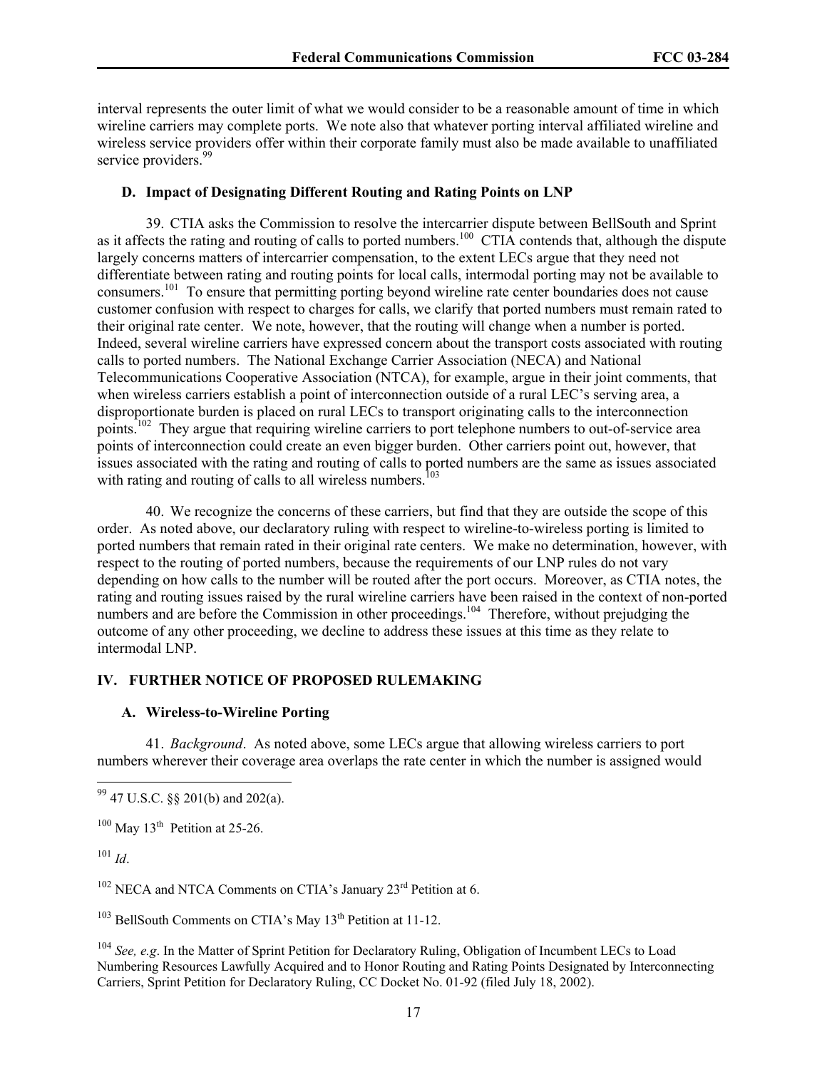interval represents the outer limit of what we would consider to be a reasonable amount of time in which wireline carriers may complete ports. We note also that whatever porting interval affiliated wireline and wireless service providers offer within their corporate family must also be made available to unaffiliated service providers.[99]

### D. Impact of Designating Different Routing and Rating Points on LNP

39. CTIA asks the Commission to resolve the intercarrier dispute between BellSouth and Sprint as it affects the rating and routing of calls to ported numbers.[100] CTIA contends that, although the dispute largely concerns matters of intercarrier compensation, to the extent LECs argue that they need not differentiate between rating and routing points for local calls, intermodal porting may not be available to consumers.[101] To ensure that permitting porting beyond wireline rate center boundaries does not cause customer confusion with respect to charges for calls, we clarify that ported numbers must remain rated to their original rate center. We note, however, that the routing will change when a number is ported. Indeed, several wireline carriers have expressed concern about the transport costs associated with routing calls to ported numbers. The National Exchange Carrier Association (NECA) and National Telecommunications Cooperative Association (NTCA), for example, argue in their joint comments, that when wireless carriers establish a point of interconnection outside of a rural LEC's serving area, a disproportionate burden is placed on rural LECs to transport originating calls to the interconnection points.[102] They argue that requiring wireline carriers to port telephone numbers to out-of-service area points of interconnection could create an even bigger burden. Other carriers point out, however, that issues associated with the rating and routing of calls to ported numbers are the same as issues associated with rating and routing of calls to all wireless numbers.[103]

40. We recognize the concerns of these carriers, but find that they are outside the scope of this order. As noted above, our declaratory ruling with respect to wireline-to-wireless porting is limited to ported numbers that remain rated in their original rate centers. We make no determination, however, with respect to the routing of ported numbers, because the requirements of our LNP rules do not vary depending on how calls to the number will be routed after the port occurs. Moreover, as CTIA notes, the rating and routing issues raised by the rural wireline carriers have been raised in the context of non-ported numbers and are before the Commission in other proceedings.[104] Therefore, without prejudging the outcome of any other proceeding, we decline to address these issues at this time as they relate to intermodal LNP.

## IV. FURTHER NOTICE OF PROPOSED RULEMAKING

### A. Wireless-to-Wireline Porting

41. *Background*. As noted above, some LECs argue that allowing wireless carriers to port numbers wherever their coverage area overlaps the rate center in which the number is assigned would

---

[99] 47 U.S.C. §§ 201(b) and 202(a).

[100] May 13th Petition at 25-26.

[101] *Id*.

[102] NECA and NTCA Comments on CTIA's January 23rd Petition at 6.

[103] BellSouth Comments on CTIA's May 13th Petition at 11-12.

[104] *See, e.g*. In the Matter of Sprint Petition for Declaratory Ruling, Obligation of Incumbent LECs to Load Numbering Resources Lawfully Acquired and to Honor Routing and Rating Points Designated by Interconnecting Carriers, Sprint Petition for Declaratory Ruling, CC Docket No. 01-92 (filed July 18, 2002).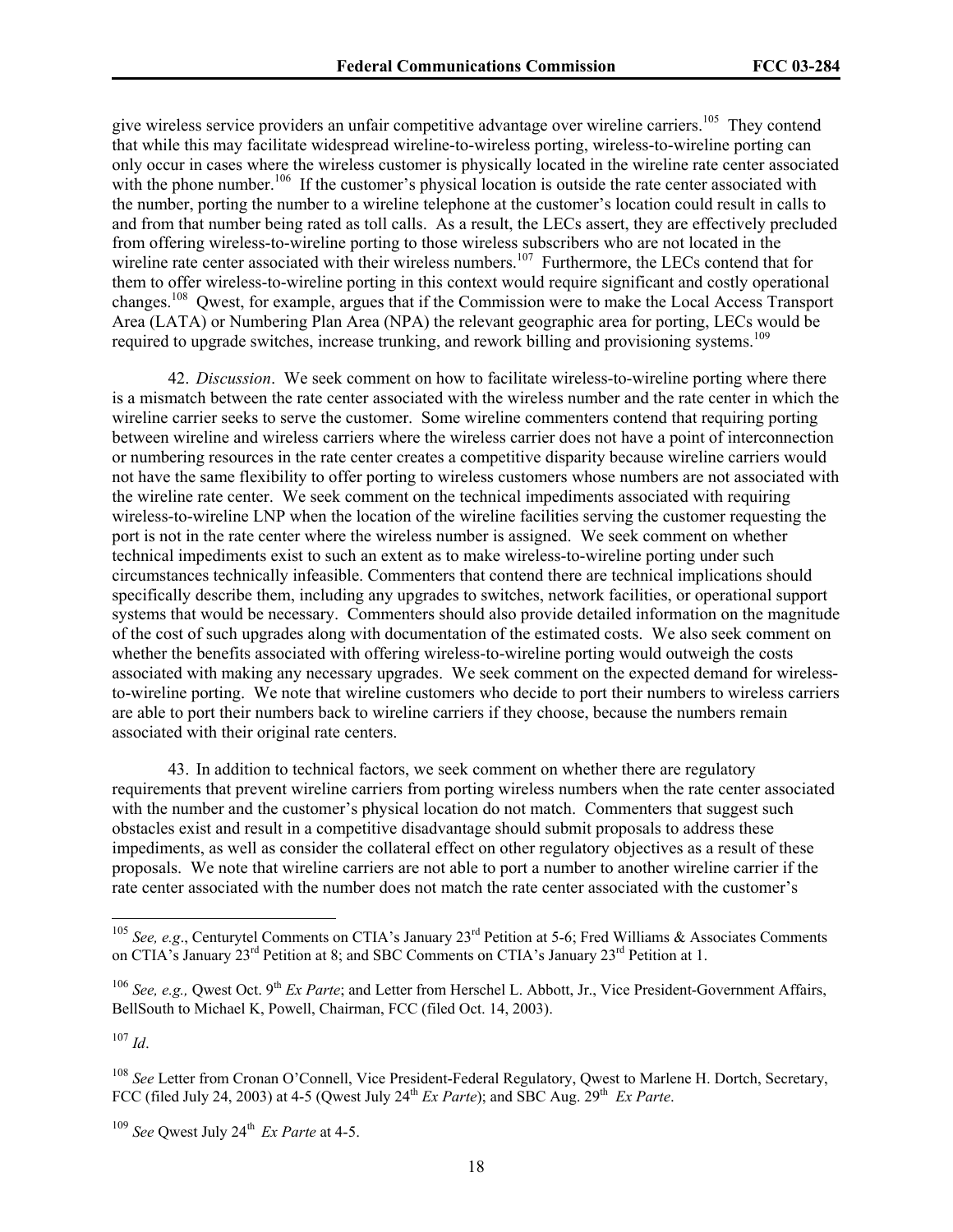give wireless service providers an unfair competitive advantage over wireline carriers.[105] They contend that while this may facilitate widespread wireline-to-wireless porting, wireless-to-wireline porting can only occur in cases where the wireless customer is physically located in the wireline rate center associated with the phone number.[106] If the customer's physical location is outside the rate center associated with the number, porting the number to a wireline telephone at the customer's location could result in calls to and from that number being rated as toll calls. As a result, the LECs assert, they are effectively precluded from offering wireless-to-wireline porting to those wireless subscribers who are not located in the wireline rate center associated with their wireless numbers.[107] Furthermore, the LECs contend that for them to offer wireless-to-wireline porting in this context would require significant and costly operational changes.[108] Qwest, for example, argues that if the Commission were to make the Local Access Transport Area (LATA) or Numbering Plan Area (NPA) the relevant geographic area for porting, LECs would be required to upgrade switches, increase trunking, and rework billing and provisioning systems.[109]

42. *Discussion*. We seek comment on how to facilitate wireless-to-wireline porting where there is a mismatch between the rate center associated with the wireless number and the rate center in which the wireline carrier seeks to serve the customer. Some wireline commenters contend that requiring porting between wireline and wireless carriers where the wireless carrier does not have a point of interconnection or numbering resources in the rate center creates a competitive disparity because wireline carriers would not have the same flexibility to offer porting to wireless customers whose numbers are not associated with the wireline rate center. We seek comment on the technical impediments associated with requiring wireless-to-wireline LNP when the location of the wireline facilities serving the customer requesting the port is not in the rate center where the wireless number is assigned. We seek comment on whether technical impediments exist to such an extent as to make wireless-to-wireline porting under such circumstances technically infeasible. Commenters that contend there are technical implications should specifically describe them, including any upgrades to switches, network facilities, or operational support systems that would be necessary. Commenters should also provide detailed information on the magnitude of the cost of such upgrades along with documentation of the estimated costs. We also seek comment on whether the benefits associated with offering wireless-to-wireline porting would outweigh the costs associated with making any necessary upgrades. We seek comment on the expected demand for wireless-to-wireline porting. We note that wireline customers who decide to port their numbers to wireless carriers are able to port their numbers back to wireline carriers if they choose, because the numbers remain associated with their original rate centers.

43. In addition to technical factors, we seek comment on whether there are regulatory requirements that prevent wireline carriers from porting wireless numbers when the rate center associated with the number and the customer's physical location do not match. Commenters that suggest such obstacles exist and result in a competitive disadvantage should submit proposals to address these impediments, as well as consider the collateral effect on other regulatory objectives as a result of these proposals. We note that wireline carriers are not able to port a number to another wireline carrier if the rate center associated with the number does not match the rate center associated with the customer's

---

[105] *See, e.g*., Centurytel Comments on CTIA's January 23rd Petition at 5-6; Fred Williams & Associates Comments on CTIA's January 23rd Petition at 8; and SBC Comments on CTIA's January 23rd Petition at 1.

[106] *See, e.g.,* Qwest Oct. 9th *Ex Parte*; and Letter from Herschel L. Abbott, Jr., Vice President-Government Affairs, BellSouth to Michael K, Powell, Chairman, FCC (filed Oct. 14, 2003).

[107] *Id*.

[108] *See* Letter from Cronan O'Connell, Vice President-Federal Regulatory, Qwest to Marlene H. Dortch, Secretary, FCC (filed July 24, 2003) at 4-5 (Qwest July 24th *Ex Parte*); and SBC Aug. 29th *Ex Parte*.

[109] *See* Qwest July 24th *Ex Parte* at 4-5.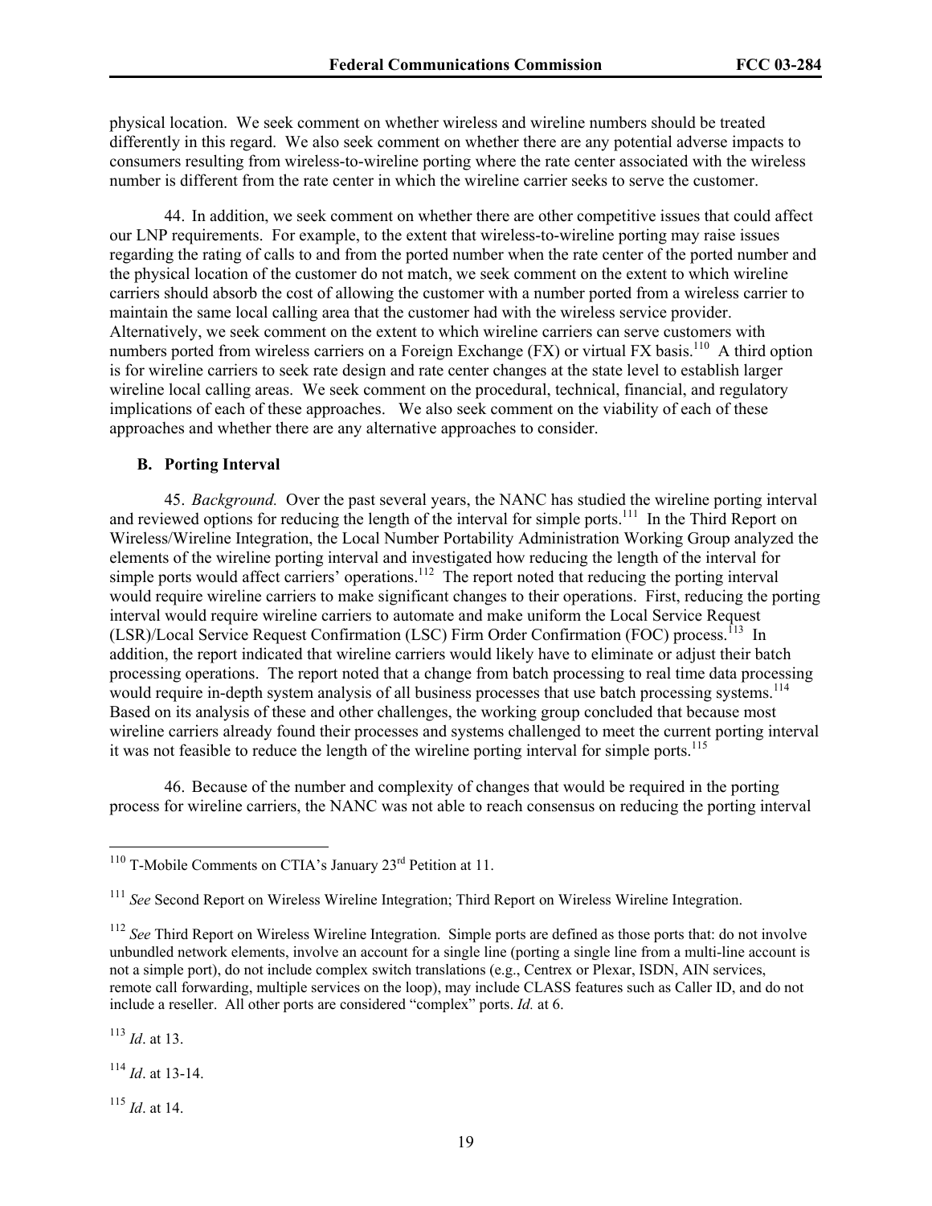physical location. We seek comment on whether wireless and wireline numbers should be treated differently in this regard. We also seek comment on whether there are any potential adverse impacts to consumers resulting from wireless-to-wireline porting where the rate center associated with the wireless number is different from the rate center in which the wireline carrier seeks to serve the customer.

44. In addition, we seek comment on whether there are other competitive issues that could affect our LNP requirements. For example, to the extent that wireless-to-wireline porting may raise issues regarding the rating of calls to and from the ported number when the rate center of the ported number and the physical location of the customer do not match, we seek comment on the extent to which wireline carriers should absorb the cost of allowing the customer with a number ported from a wireless carrier to maintain the same local calling area that the customer had with the wireless service provider. Alternatively, we seek comment on the extent to which wireline carriers can serve customers with numbers ported from wireless carriers on a Foreign Exchange (FX) or virtual FX basis.[110] A third option is for wireline carriers to seek rate design and rate center changes at the state level to establish larger wireline local calling areas. We seek comment on the procedural, technical, financial, and regulatory implications of each of these approaches. We also seek comment on the viability of each of these approaches and whether there are any alternative approaches to consider.

### B. Porting Interval

45. *Background.* Over the past several years, the NANC has studied the wireline porting interval and reviewed options for reducing the length of the interval for simple ports.[111] In the Third Report on Wireless/Wireline Integration, the Local Number Portability Administration Working Group analyzed the elements of the wireline porting interval and investigated how reducing the length of the interval for simple ports would affect carriers' operations.[112] The report noted that reducing the porting interval would require wireline carriers to make significant changes to their operations. First, reducing the porting interval would require wireline carriers to automate and make uniform the Local Service Request (LSR)/Local Service Request Confirmation (LSC) Firm Order Confirmation (FOC) process.[113] In addition, the report indicated that wireline carriers would likely have to eliminate or adjust their batch processing operations. The report noted that a change from batch processing to real time data processing would require in-depth system analysis of all business processes that use batch processing systems.[114] Based on its analysis of these and other challenges, the working group concluded that because most wireline carriers already found their processes and systems challenged to meet the current porting interval it was not feasible to reduce the length of the wireline porting interval for simple ports.[115]

46. Because of the number and complexity of changes that would be required in the porting process for wireline carriers, the NANC was not able to reach consensus on reducing the porting interval

---

[110] T-Mobile Comments on CTIA's January 23rd Petition at 11.

[111] *See* Second Report on Wireless Wireline Integration; Third Report on Wireless Wireline Integration.

[112] *See* Third Report on Wireless Wireline Integration. Simple ports are defined as those ports that: do not involve unbundled network elements, involve an account for a single line (porting a single line from a multi-line account is not a simple port), do not include complex switch translations (e.g., Centrex or Plexar, ISDN, AIN services, remote call forwarding, multiple services on the loop), may include CLASS features such as Caller ID, and do not include a reseller. All other ports are considered "complex" ports. *Id.* at 6.

[113] *Id*. at 13.

[114] *Id*. at 13-14.

[115] *Id*. at 14.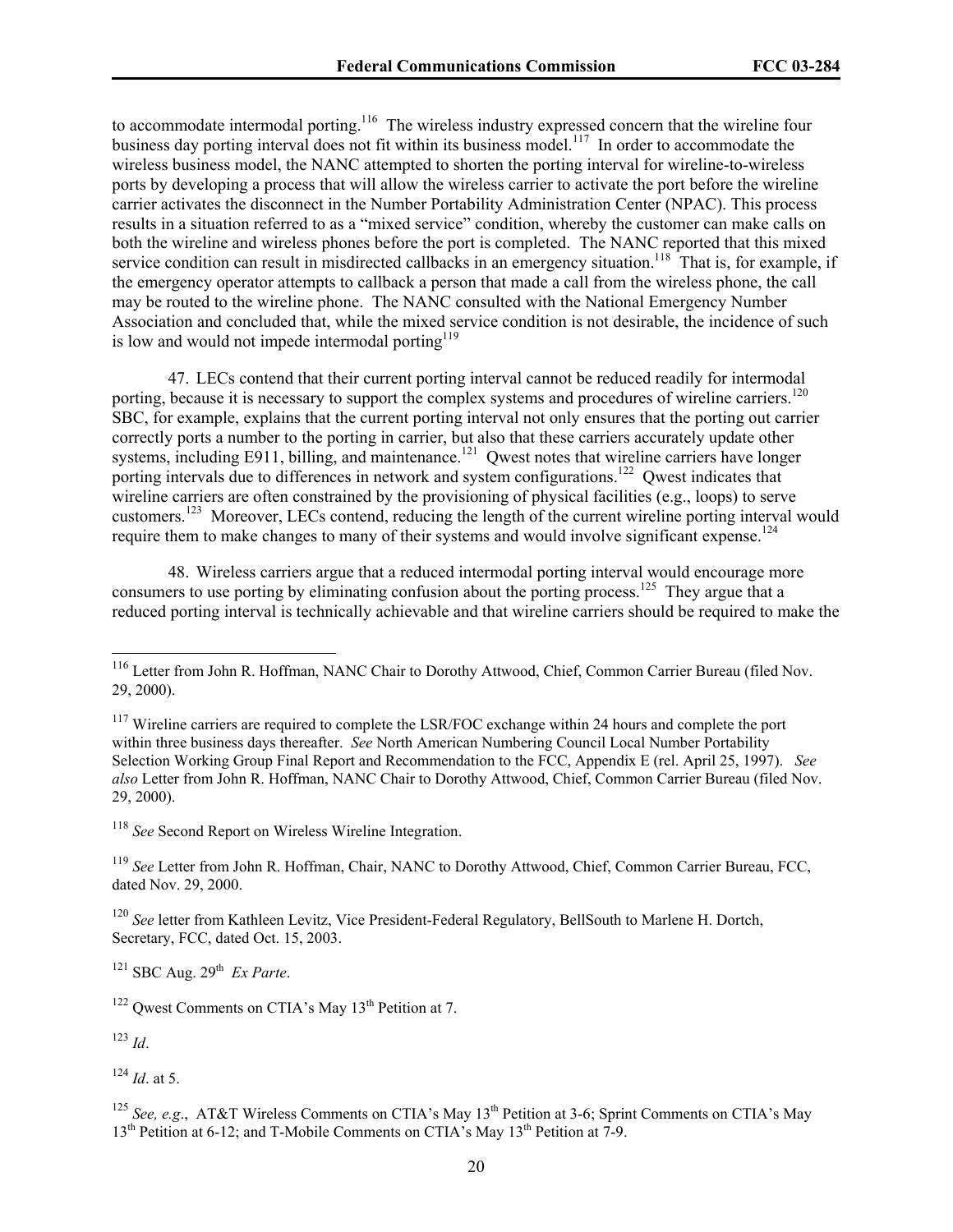to accommodate intermodal porting.[116] The wireless industry expressed concern that the wireline four business day porting interval does not fit within its business model.[117] In order to accommodate the wireless business model, the NANC attempted to shorten the porting interval for wireline-to-wireless ports by developing a process that will allow the wireless carrier to activate the port before the wireline carrier activates the disconnect in the Number Portability Administration Center (NPAC). This process results in a situation referred to as a "mixed service" condition, whereby the customer can make calls on both the wireline and wireless phones before the port is completed. The NANC reported that this mixed service condition can result in misdirected callbacks in an emergency situation.[118] That is, for example, if the emergency operator attempts to callback a person that made a call from the wireless phone, the call may be routed to the wireline phone. The NANC consulted with the National Emergency Number Association and concluded that, while the mixed service condition is not desirable, the incidence of such is low and would not impede intermodal porting[119]

47. LECs contend that their current porting interval cannot be reduced readily for intermodal porting, because it is necessary to support the complex systems and procedures of wireline carriers.[120] SBC, for example, explains that the current porting interval not only ensures that the porting out carrier correctly ports a number to the porting in carrier, but also that these carriers accurately update other systems, including E911, billing, and maintenance.[121] Qwest notes that wireline carriers have longer porting intervals due to differences in network and system configurations.[122] Qwest indicates that wireline carriers are often constrained by the provisioning of physical facilities (e.g., loops) to serve customers.[123] Moreover, LECs contend, reducing the length of the current wireline porting interval would require them to make changes to many of their systems and would involve significant expense.[124]

48. Wireless carriers argue that a reduced intermodal porting interval would encourage more consumers to use porting by eliminating confusion about the porting process.[125] They argue that a reduced porting interval is technically achievable and that wireline carriers should be required to make the

---

[116] Letter from John R. Hoffman, NANC Chair to Dorothy Attwood, Chief, Common Carrier Bureau (filed Nov. 29, 2000).

[117] Wireline carriers are required to complete the LSR/FOC exchange within 24 hours and complete the port within three business days thereafter. *See* North American Numbering Council Local Number Portability Selection Working Group Final Report and Recommendation to the FCC, Appendix E (rel. April 25, 1997). *See also* Letter from John R. Hoffman, NANC Chair to Dorothy Attwood, Chief, Common Carrier Bureau (filed Nov. 29, 2000).

[118] *See* Second Report on Wireless Wireline Integration.

[119] *See* Letter from John R. Hoffman, Chair, NANC to Dorothy Attwood, Chief, Common Carrier Bureau, FCC, dated Nov. 29, 2000.

[120] *See* letter from Kathleen Levitz, Vice President-Federal Regulatory, BellSouth to Marlene H. Dortch, Secretary, FCC, dated Oct. 15, 2003.

[121] SBC Aug. 29th *Ex Parte*.

[122] Qwest Comments on CTIA's May 13th Petition at 7.

[123] *Id*.

[124] *Id*. at 5.

[125] *See, e.g*., AT&T Wireless Comments on CTIA's May 13th Petition at 3-6; Sprint Comments on CTIA's May 13th Petition at 6-12; and T-Mobile Comments on CTIA's May 13th Petition at 7-9.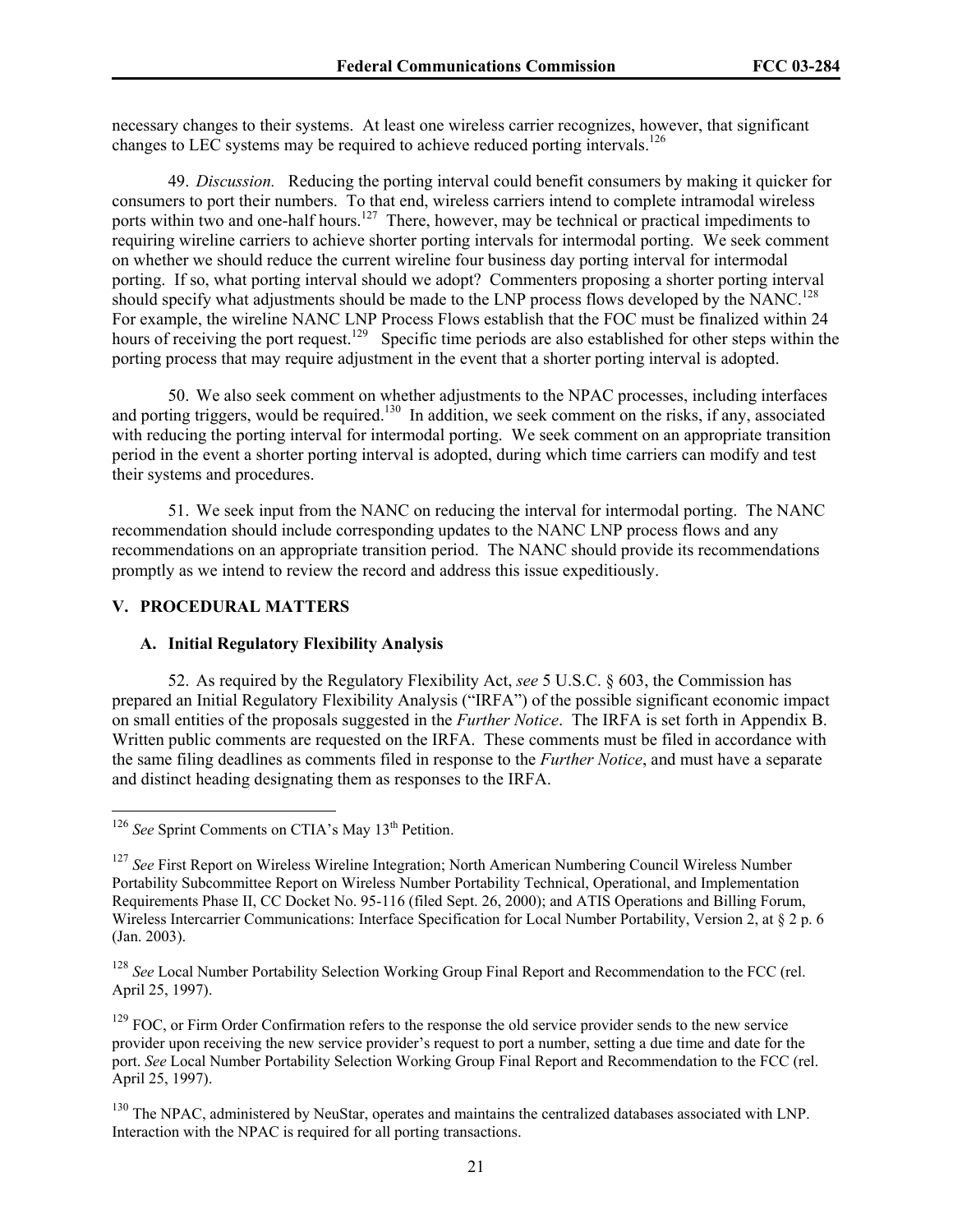necessary changes to their systems. At least one wireless carrier recognizes, however, that significant changes to LEC systems may be required to achieve reduced porting intervals.[126]

49. *Discussion.* Reducing the porting interval could benefit consumers by making it quicker for consumers to port their numbers. To that end, wireless carriers intend to complete intramodal wireless ports within two and one-half hours.[127] There, however, may be technical or practical impediments to requiring wireline carriers to achieve shorter porting intervals for intermodal porting. We seek comment on whether we should reduce the current wireline four business day porting interval for intermodal porting. If so, what porting interval should we adopt? Commenters proposing a shorter porting interval should specify what adjustments should be made to the LNP process flows developed by the NANC.[128] For example, the wireline NANC LNP Process Flows establish that the FOC must be finalized within 24 hours of receiving the port request.[129] Specific time periods are also established for other steps within the porting process that may require adjustment in the event that a shorter porting interval is adopted.

50. We also seek comment on whether adjustments to the NPAC processes, including interfaces and porting triggers, would be required.[130] In addition, we seek comment on the risks, if any, associated with reducing the porting interval for intermodal porting. We seek comment on an appropriate transition period in the event a shorter porting interval is adopted, during which time carriers can modify and test their systems and procedures.

51. We seek input from the NANC on reducing the interval for intermodal porting. The NANC recommendation should include corresponding updates to the NANC LNP process flows and any recommendations on an appropriate transition period. The NANC should provide its recommendations promptly as we intend to review the record and address this issue expeditiously.

## V. PROCEDURAL MATTERS

### A. Initial Regulatory Flexibility Analysis

52. As required by the Regulatory Flexibility Act, *see* 5 U.S.C. § 603, the Commission has prepared an Initial Regulatory Flexibility Analysis ("IRFA") of the possible significant economic impact on small entities of the proposals suggested in the *Further Notice*. The IRFA is set forth in Appendix B. Written public comments are requested on the IRFA. These comments must be filed in accordance with the same filing deadlines as comments filed in response to the *Further Notice*, and must have a separate and distinct heading designating them as responses to the IRFA.

---

[126] *See* Sprint Comments on CTIA's May 13th Petition.

[127] *See* First Report on Wireless Wireline Integration; North American Numbering Council Wireless Number Portability Subcommittee Report on Wireless Number Portability Technical, Operational, and Implementation Requirements Phase II, CC Docket No. 95-116 (filed Sept. 26, 2000); and ATIS Operations and Billing Forum, Wireless Intercarrier Communications: Interface Specification for Local Number Portability, Version 2, at § 2 p. 6 (Jan. 2003).

[128] *See* Local Number Portability Selection Working Group Final Report and Recommendation to the FCC (rel. April 25, 1997).

[129] FOC, or Firm Order Confirmation refers to the response the old service provider sends to the new service provider upon receiving the new service provider's request to port a number, setting a due time and date for the port. *See* Local Number Portability Selection Working Group Final Report and Recommendation to the FCC (rel. April 25, 1997).

[130] The NPAC, administered by NeuStar, operates and maintains the centralized databases associated with LNP. Interaction with the NPAC is required for all porting transactions.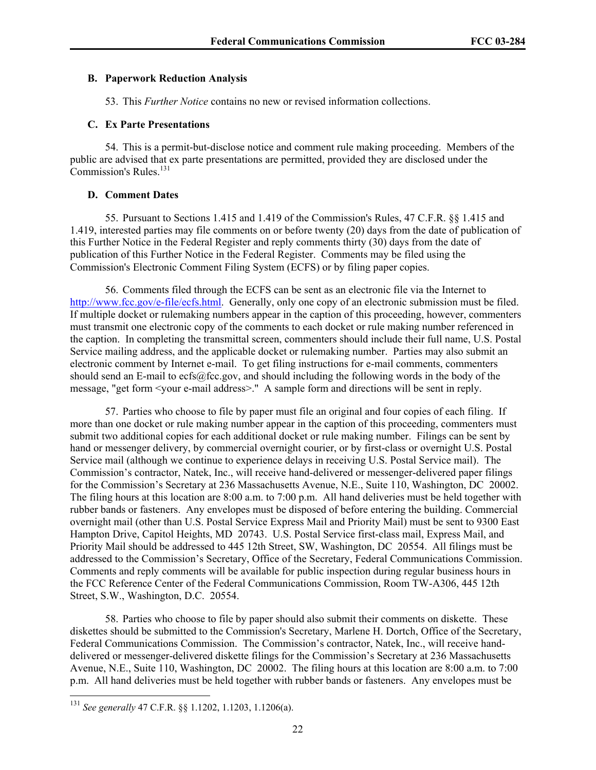### B. Paperwork Reduction Analysis

53. This *Further Notice* contains no new or revised information collections.

### C. Ex Parte Presentations

54. This is a permit-but-disclose notice and comment rule making proceeding. Members of the public are advised that ex parte presentations are permitted, provided they are disclosed under the Commission's Rules.[131]

### D. Comment Dates

55. Pursuant to Sections 1.415 and 1.419 of the Commission's Rules, 47 C.F.R. §§ 1.415 and 1.419, interested parties may file comments on or before twenty (20) days from the date of publication of this Further Notice in the Federal Register and reply comments thirty (30) days from the date of publication of this Further Notice in the Federal Register. Comments may be filed using the Commission's Electronic Comment Filing System (ECFS) or by filing paper copies.

56. Comments filed through the ECFS can be sent as an electronic file via the Internet to http://www.fcc.gov/e-file/ecfs.html. Generally, only one copy of an electronic submission must be filed. If multiple docket or rulemaking numbers appear in the caption of this proceeding, however, commenters must transmit one electronic copy of the comments to each docket or rule making number referenced in the caption. In completing the transmittal screen, commenters should include their full name, U.S. Postal Service mailing address, and the applicable docket or rulemaking number. Parties may also submit an electronic comment by Internet e-mail. To get filing instructions for e-mail comments, commenters should send an E-mail to ecfs@fcc.gov, and should including the following words in the body of the message, "get form <your e-mail address>." A sample form and directions will be sent in reply.

57. Parties who choose to file by paper must file an original and four copies of each filing. If more than one docket or rule making number appear in the caption of this proceeding, commenters must submit two additional copies for each additional docket or rule making number. Filings can be sent by hand or messenger delivery, by commercial overnight courier, or by first-class or overnight U.S. Postal Service mail (although we continue to experience delays in receiving U.S. Postal Service mail). The Commission's contractor, Natek, Inc., will receive hand-delivered or messenger-delivered paper filings for the Commission's Secretary at 236 Massachusetts Avenue, N.E., Suite 110, Washington, DC 20002. The filing hours at this location are 8:00 a.m. to 7:00 p.m. All hand deliveries must be held together with rubber bands or fasteners. Any envelopes must be disposed of before entering the building. Commercial overnight mail (other than U.S. Postal Service Express Mail and Priority Mail) must be sent to 9300 East Hampton Drive, Capitol Heights, MD 20743. U.S. Postal Service first-class mail, Express Mail, and Priority Mail should be addressed to 445 12th Street, SW, Washington, DC 20554. All filings must be addressed to the Commission's Secretary, Office of the Secretary, Federal Communications Commission. Comments and reply comments will be available for public inspection during regular business hours in the FCC Reference Center of the Federal Communications Commission, Room TW-A306, 445 12th Street, S.W., Washington, D.C. 20554.

58. Parties who choose to file by paper should also submit their comments on diskette. These diskettes should be submitted to the Commission's Secretary, Marlene H. Dortch, Office of the Secretary, Federal Communications Commission. The Commission's contractor, Natek, Inc., will receive hand-delivered or messenger-delivered diskette filings for the Commission's Secretary at 236 Massachusetts Avenue, N.E., Suite 110, Washington, DC 20002. The filing hours at this location are 8:00 a.m. to 7:00 p.m. All hand deliveries must be held together with rubber bands or fasteners. Any envelopes must be

---

[131] *See generally* 47 C.F.R. §§ 1.1202, 1.1203, 1.1206(a).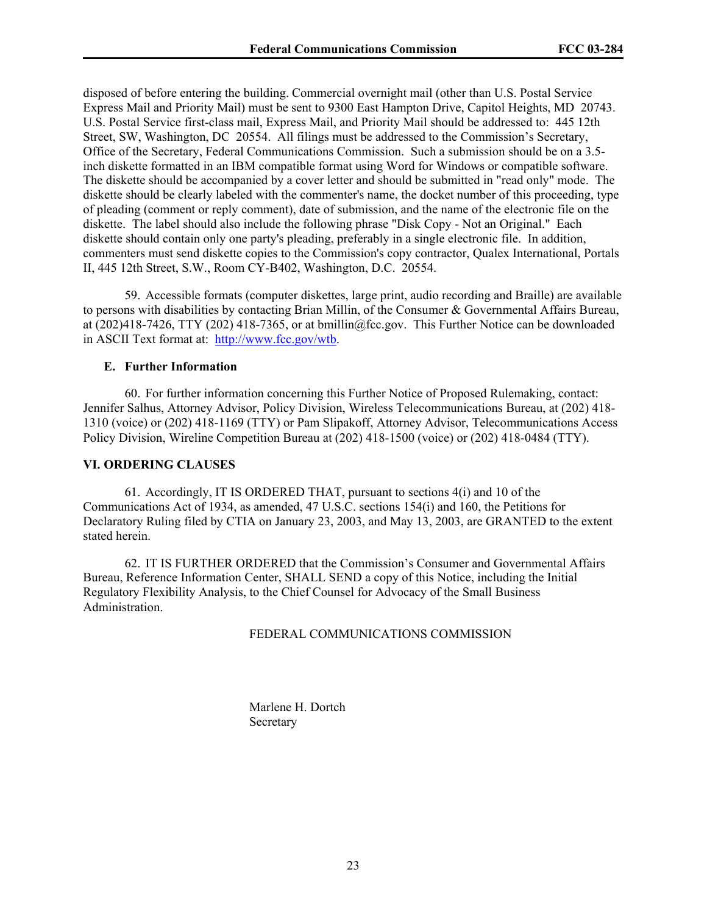disposed of before entering the building. Commercial overnight mail (other than U.S. Postal Service Express Mail and Priority Mail) must be sent to 9300 East Hampton Drive, Capitol Heights, MD 20743. U.S. Postal Service first-class mail, Express Mail, and Priority Mail should be addressed to: 445 12th Street, SW, Washington, DC 20554. All filings must be addressed to the Commission's Secretary, Office of the Secretary, Federal Communications Commission. Such a submission should be on a 3.5-inch diskette formatted in an IBM compatible format using Word for Windows or compatible software. The diskette should be accompanied by a cover letter and should be submitted in "read only" mode. The diskette should be clearly labeled with the commenter's name, the docket number of this proceeding, type of pleading (comment or reply comment), date of submission, and the name of the electronic file on the diskette. The label should also include the following phrase "Disk Copy - Not an Original." Each diskette should contain only one party's pleading, preferably in a single electronic file. In addition, commenters must send diskette copies to the Commission's copy contractor, Qualex International, Portals II, 445 12th Street, S.W., Room CY-B402, Washington, D.C. 20554.

59. Accessible formats (computer diskettes, large print, audio recording and Braille) are available to persons with disabilities by contacting Brian Millin, of the Consumer & Governmental Affairs Bureau, at (202)418-7426, TTY (202) 418-7365, or at bmillin@fcc.gov. This Further Notice can be downloaded in ASCII Text format at: http://www.fcc.gov/wtb.

### E. Further Information

60. For further information concerning this Further Notice of Proposed Rulemaking, contact: Jennifer Salhus, Attorney Advisor, Policy Division, Wireless Telecommunications Bureau, at (202) 418-1310 (voice) or (202) 418-1169 (TTY) or Pam Slipakoff, Attorney Advisor, Telecommunications Access Policy Division, Wireline Competition Bureau at (202) 418-1500 (voice) or (202) 418-0484 (TTY).

## VI. ORDERING CLAUSES

61. Accordingly, IT IS ORDERED THAT, pursuant to sections 4(i) and 10 of the Communications Act of 1934, as amended, 47 U.S.C. sections 154(i) and 160, the Petitions for Declaratory Ruling filed by CTIA on January 23, 2003, and May 13, 2003, are GRANTED to the extent stated herein.

62. IT IS FURTHER ORDERED that the Commission's Consumer and Governmental Affairs Bureau, Reference Information Center, SHALL SEND a copy of this Notice, including the Initial Regulatory Flexibility Analysis, to the Chief Counsel for Advocacy of the Small Business Administration.

FEDERAL COMMUNICATIONS COMMISSION

Marlene H. Dortch
Secretary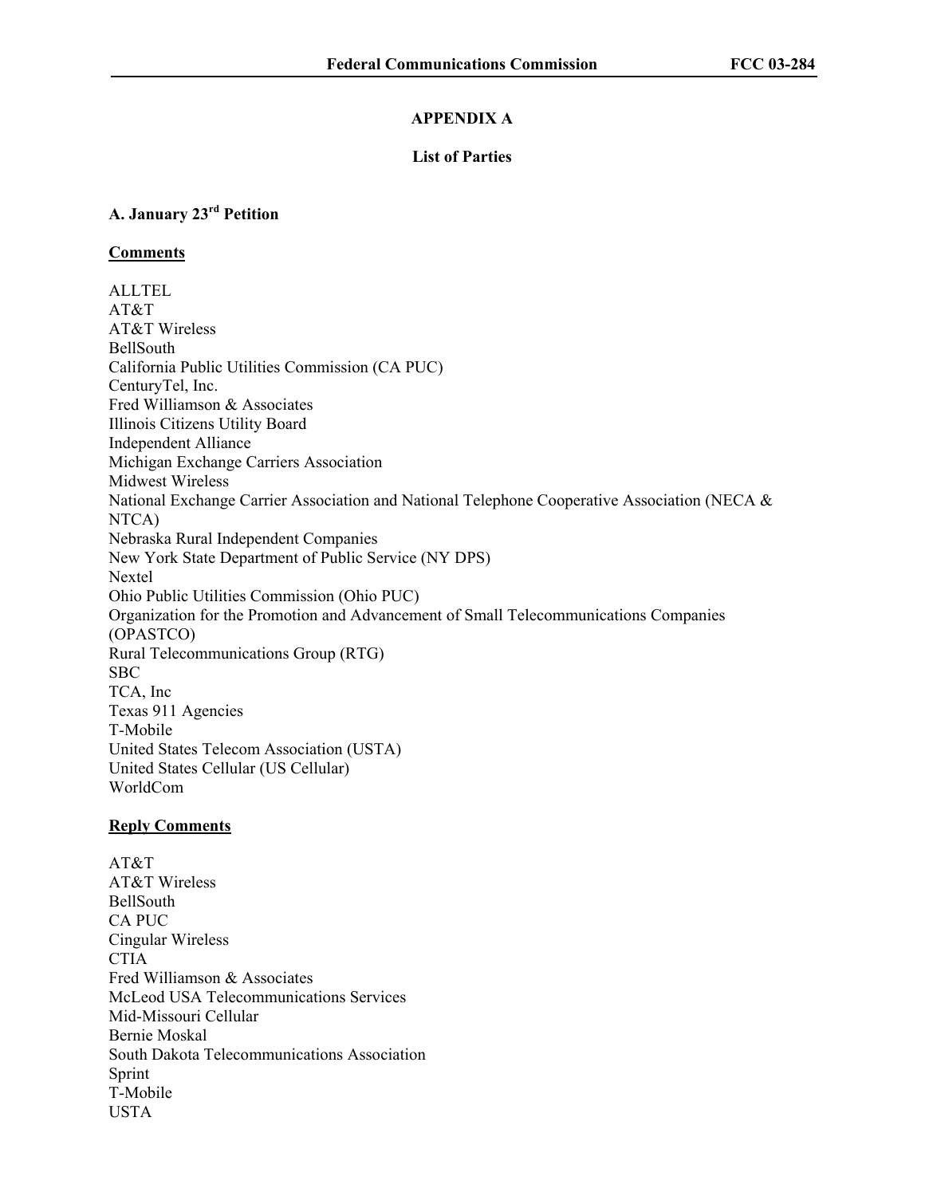## APPENDIX A

### List of Parties

### A. January 23rd Petition

**Comments**

ALLTEL
AT&T
AT&T Wireless
BellSouth
California Public Utilities Commission (CA PUC)
CenturyTel, Inc.
Fred Williamson & Associates
Illinois Citizens Utility Board
Independent Alliance
Michigan Exchange Carriers Association
Midwest Wireless
National Exchange Carrier Association and National Telephone Cooperative Association (NECA & NTCA)
Nebraska Rural Independent Companies
New York State Department of Public Service (NY DPS)
Nextel
Ohio Public Utilities Commission (Ohio PUC)
Organization for the Promotion and Advancement of Small Telecommunications Companies (OPASTCO)
Rural Telecommunications Group (RTG)
SBC
TCA, Inc
Texas 911 Agencies
T-Mobile
United States Telecom Association (USTA)
United States Cellular (US Cellular)
WorldCom

**Reply Comments**

AT&T
AT&T Wireless
BellSouth
CA PUC
Cingular Wireless
CTIA
Fred Williamson & Associates
McLeod USA Telecommunications Services
Mid-Missouri Cellular
Bernie Moskal
South Dakota Telecommunications Association
Sprint
T-Mobile
USTA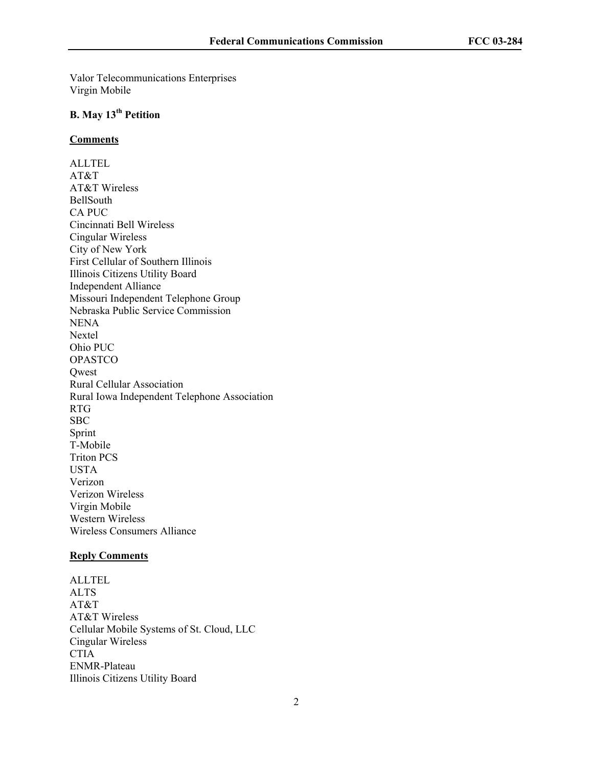Valor Telecommunications Enterprises
Virgin Mobile

### B. May 13th Petition

**Comments**

ALLTEL
AT&T
AT&T Wireless
BellSouth
CA PUC
Cincinnati Bell Wireless
Cingular Wireless
City of New York
First Cellular of Southern Illinois
Illinois Citizens Utility Board
Independent Alliance
Missouri Independent Telephone Group
Nebraska Public Service Commission
NENA
Nextel
Ohio PUC
OPASTCO
Qwest
Rural Cellular Association
Rural Iowa Independent Telephone Association
RTG
SBC
Sprint
T-Mobile
Triton PCS
USTA
Verizon
Verizon Wireless
Virgin Mobile
Western Wireless
Wireless Consumers Alliance

**Reply Comments**

ALLTEL
ALTS
AT&T
AT&T Wireless
Cellular Mobile Systems of St. Cloud, LLC
Cingular Wireless
CTIA
ENMR-Plateau
Illinois Citizens Utility Board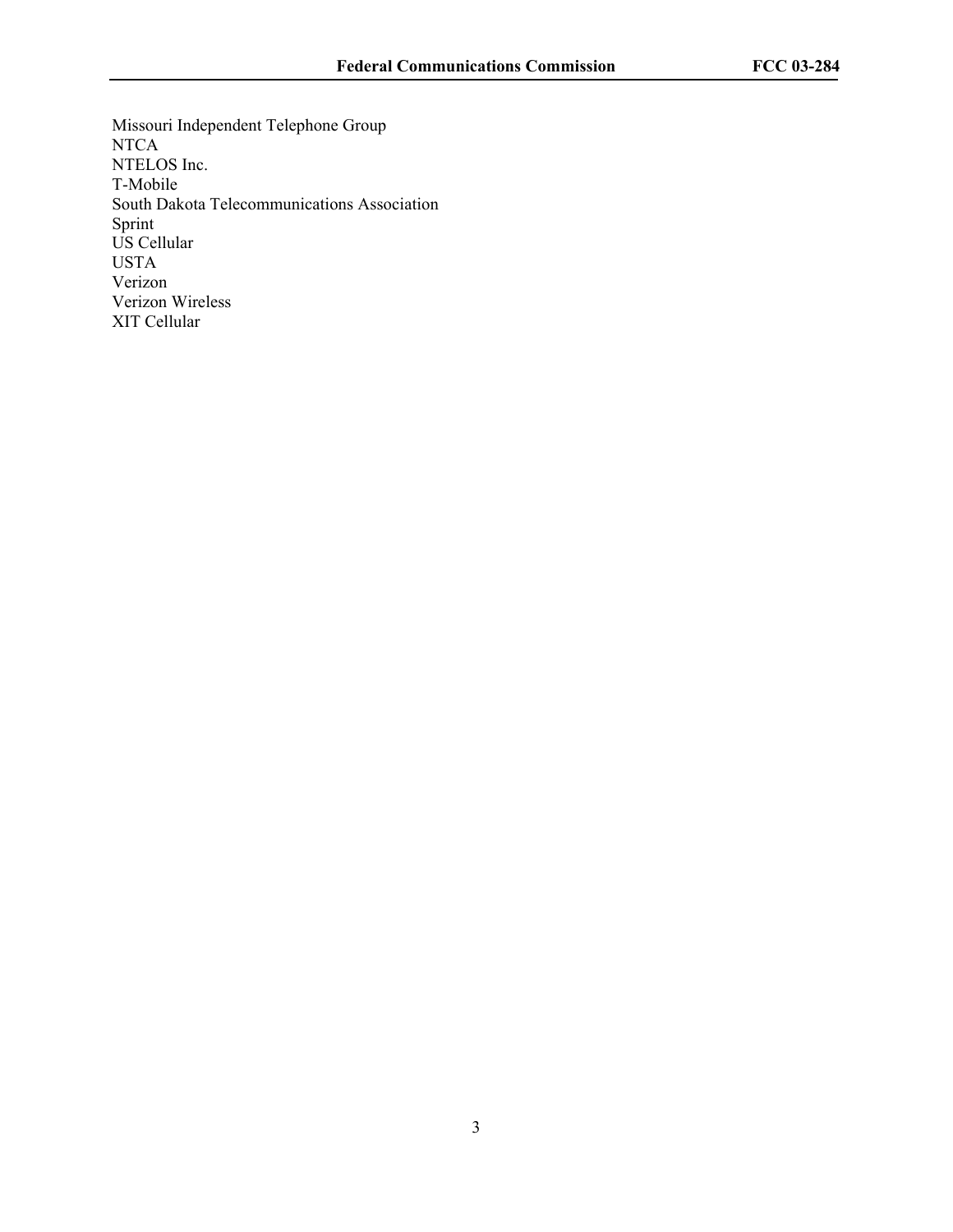Missouri Independent Telephone Group
NTCA
NTELOS Inc.
T-Mobile
South Dakota Telecommunications Association
Sprint
US Cellular
USTA
Verizon
Verizon Wireless
XIT Cellular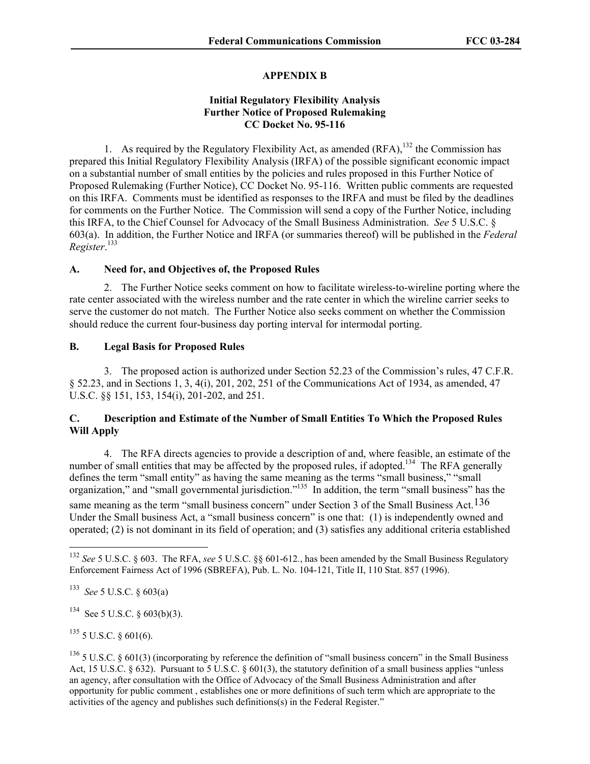**APPENDIX B**

**Initial Regulatory Flexibility Analysis**
**Further Notice of Proposed Rulemaking**
**CC Docket No. 95-116**

1. As required by the Regulatory Flexibility Act, as amended (RFA),[132] the Commission has prepared this Initial Regulatory Flexibility Analysis (IRFA) of the possible significant economic impact on a substantial number of small entities by the policies and rules proposed in this Further Notice of Proposed Rulemaking (Further Notice), CC Docket No. 95-116. Written public comments are requested on this IRFA. Comments must be identified as responses to the IRFA and must be filed by the deadlines for comments on the Further Notice. The Commission will send a copy of the Further Notice, including this IRFA, to the Chief Counsel for Advocacy of the Small Business Administration. *See* 5 U.S.C. § 603(a). In addition, the Further Notice and IRFA (or summaries thereof) will be published in the *Federal Register*.[133]

### A. Need for, and Objectives of, the Proposed Rules

2. The Further Notice seeks comment on how to facilitate wireless-to-wireline porting where the rate center associated with the wireless number and the rate center in which the wireline carrier seeks to serve the customer do not match. The Further Notice also seeks comment on whether the Commission should reduce the current four-business day porting interval for intermodal porting.

### B. Legal Basis for Proposed Rules

3. The proposed action is authorized under Section 52.23 of the Commission's rules, 47 C.F.R. § 52.23, and in Sections 1, 3, 4(i), 201, 202, 251 of the Communications Act of 1934, as amended, 47 U.S.C. §§ 151, 153, 154(i), 201-202, and 251.

### C. Description and Estimate of the Number of Small Entities To Which the Proposed Rules Will Apply

4. The RFA directs agencies to provide a description of and, where feasible, an estimate of the number of small entities that may be affected by the proposed rules, if adopted.[134] The RFA generally defines the term "small entity" as having the same meaning as the terms "small business," "small organization," and "small governmental jurisdiction."[135] In addition, the term "small business" has the same meaning as the term "small business concern" under Section 3 of the Small Business Act.[136] Under the Small business Act, a "small business concern" is one that: (1) is independently owned and operated; (2) is not dominant in its field of operation; and (3) satisfies any additional criteria established

---

[132] *See* 5 U.S.C. § 603. The RFA, *see* 5 U.S.C. §§ 601-612., has been amended by the Small Business Regulatory Enforcement Fairness Act of 1996 (SBREFA), Pub. L. No. 104-121, Title II, 110 Stat. 857 (1996).

[133] *See* 5 U.S.C. § 603(a)

[134] See 5 U.S.C. § 603(b)(3).

[135] 5 U.S.C. § 601(6).

[136] 5 U.S.C. § 601(3) (incorporating by reference the definition of "small business concern" in the Small Business Act, 15 U.S.C. § 632). Pursuant to 5 U.S.C. § 601(3), the statutory definition of a small business applies "unless an agency, after consultation with the Office of Advocacy of the Small Business Administration and after opportunity for public comment , establishes one or more definitions of such term which are appropriate to the activities of the agency and publishes such definitions(s) in the Federal Register."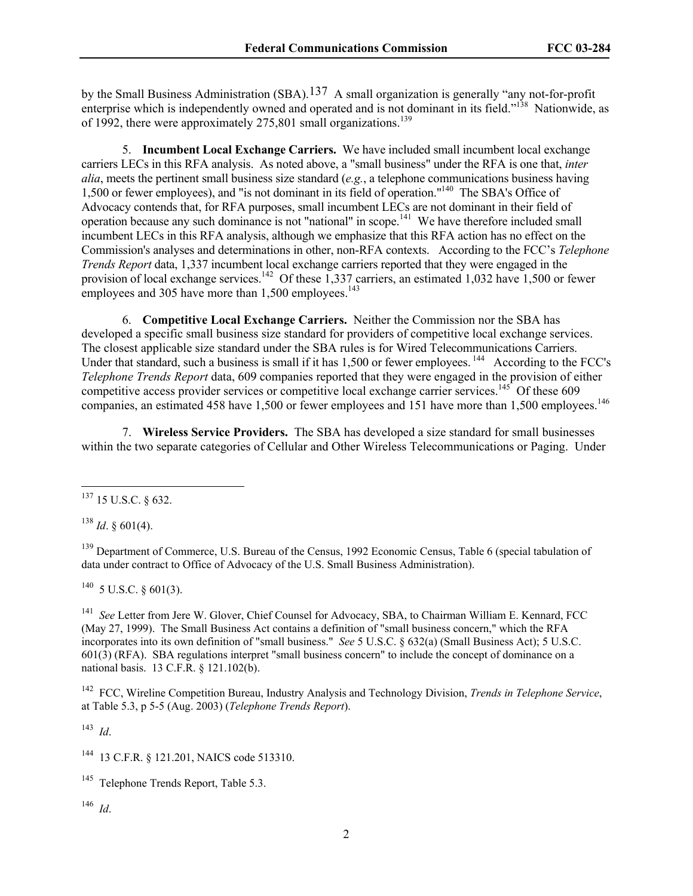by the Small Business Administration (SBA).[137] A small organization is generally "any not-for-profit enterprise which is independently owned and operated and is not dominant in its field."[138] Nationwide, as of 1992, there were approximately 275,801 small organizations.[139]

5. **Incumbent Local Exchange Carriers.** We have included small incumbent local exchange carriers LECs in this RFA analysis. As noted above, a "small business" under the RFA is one that, *inter alia*, meets the pertinent small business size standard (*e.g.*, a telephone communications business having 1,500 or fewer employees), and "is not dominant in its field of operation."[140] The SBA's Office of Advocacy contends that, for RFA purposes, small incumbent LECs are not dominant in their field of operation because any such dominance is not "national" in scope.[141] We have therefore included small incumbent LECs in this RFA analysis, although we emphasize that this RFA action has no effect on the Commission's analyses and determinations in other, non-RFA contexts. According to the FCC's *Telephone Trends Report* data, 1,337 incumbent local exchange carriers reported that they were engaged in the provision of local exchange services.[142] Of these 1,337 carriers, an estimated 1,032 have 1,500 or fewer employees and 305 have more than 1,500 employees.[143]

6. **Competitive Local Exchange Carriers.** Neither the Commission nor the SBA has developed a specific small business size standard for providers of competitive local exchange services. The closest applicable size standard under the SBA rules is for Wired Telecommunications Carriers. Under that standard, such a business is small if it has 1,500 or fewer employees.[144] According to the FCC's *Telephone Trends Report* data, 609 companies reported that they were engaged in the provision of either competitive access provider services or competitive local exchange carrier services.[145] Of these 609 companies, an estimated 458 have 1,500 or fewer employees and 151 have more than 1,500 employees.[146]

7. **Wireless Service Providers.** The SBA has developed a size standard for small businesses within the two separate categories of Cellular and Other Wireless Telecommunications or Paging. Under

---

[137] 15 U.S.C. § 632.

[138] *Id*. § 601(4).

[139] Department of Commerce, U.S. Bureau of the Census, 1992 Economic Census, Table 6 (special tabulation of data under contract to Office of Advocacy of the U.S. Small Business Administration).

[140] 5 U.S.C. § 601(3).

[141] *See* Letter from Jere W. Glover, Chief Counsel for Advocacy, SBA, to Chairman William E. Kennard, FCC (May 27, 1999). The Small Business Act contains a definition of "small business concern," which the RFA incorporates into its own definition of "small business." *See* 5 U.S.C. § 632(a) (Small Business Act); 5 U.S.C. 601(3) (RFA). SBA regulations interpret "small business concern" to include the concept of dominance on a national basis. 13 C.F.R. § 121.102(b).

[142] FCC, Wireline Competition Bureau, Industry Analysis and Technology Division, *Trends in Telephone Service*, at Table 5.3, p 5-5 (Aug. 2003) (*Telephone Trends Report*).

[143] *Id*.

[144] 13 C.F.R. § 121.201, NAICS code 513310.

[145] Telephone Trends Report, Table 5.3.

[146] *Id*.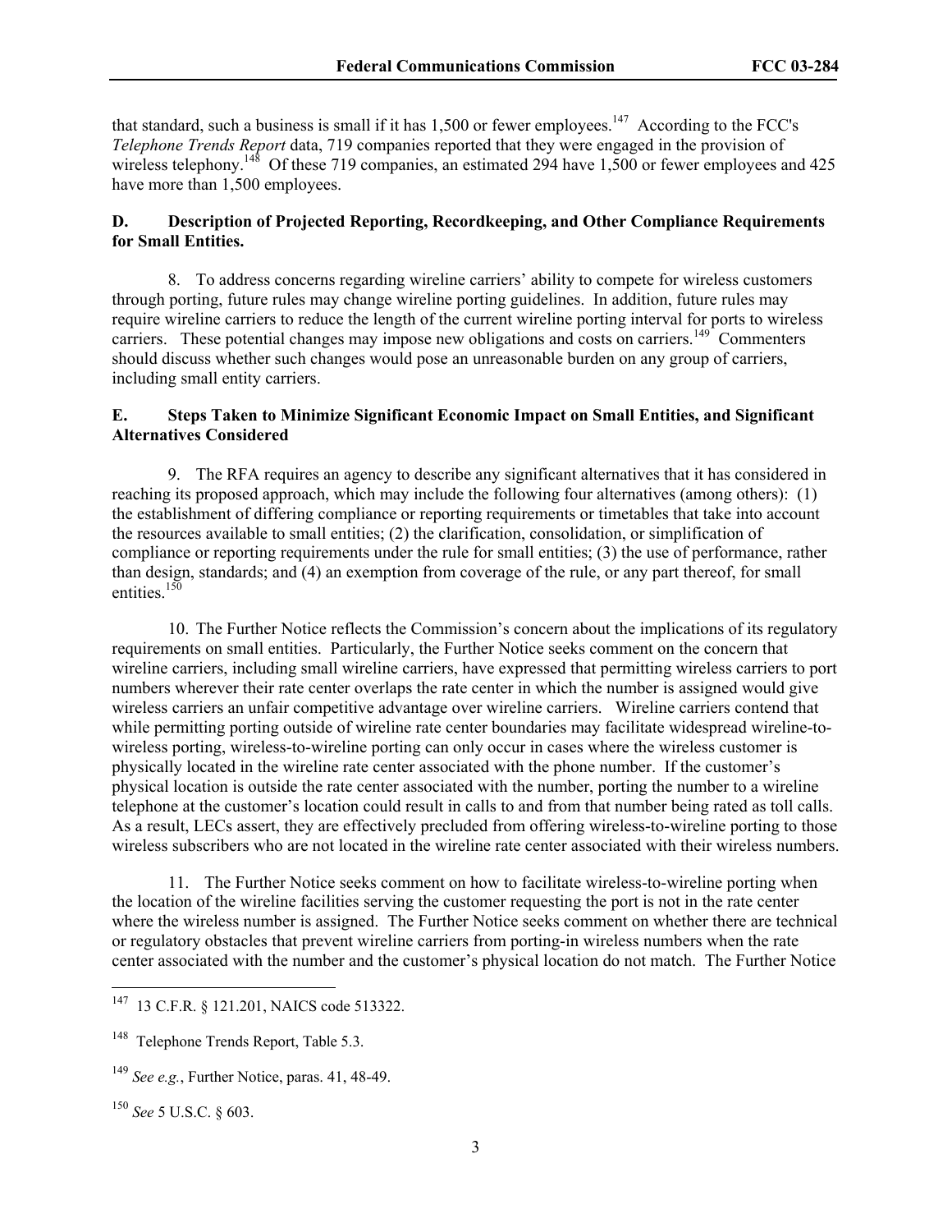that standard, such a business is small if it has 1,500 or fewer employees.[147] According to the FCC's *Telephone Trends Report* data, 719 companies reported that they were engaged in the provision of wireless telephony.[148] Of these 719 companies, an estimated 294 have 1,500 or fewer employees and 425 have more than 1,500 employees.

### D. Description of Projected Reporting, Recordkeeping, and Other Compliance Requirements for Small Entities.

8. To address concerns regarding wireline carriers' ability to compete for wireless customers through porting, future rules may change wireline porting guidelines. In addition, future rules may require wireline carriers to reduce the length of the current wireline porting interval for ports to wireless carriers. These potential changes may impose new obligations and costs on carriers.[149] Commenters should discuss whether such changes would pose an unreasonable burden on any group of carriers, including small entity carriers.

### E. Steps Taken to Minimize Significant Economic Impact on Small Entities, and Significant Alternatives Considered

9. The RFA requires an agency to describe any significant alternatives that it has considered in reaching its proposed approach, which may include the following four alternatives (among others): (1) the establishment of differing compliance or reporting requirements or timetables that take into account the resources available to small entities; (2) the clarification, consolidation, or simplification of compliance or reporting requirements under the rule for small entities; (3) the use of performance, rather than design, standards; and (4) an exemption from coverage of the rule, or any part thereof, for small entities.[150]

10. The Further Notice reflects the Commission's concern about the implications of its regulatory requirements on small entities. Particularly, the Further Notice seeks comment on the concern that wireline carriers, including small wireline carriers, have expressed that permitting wireless carriers to port numbers wherever their rate center overlaps the rate center in which the number is assigned would give wireless carriers an unfair competitive advantage over wireline carriers. Wireline carriers contend that while permitting porting outside of wireline rate center boundaries may facilitate widespread wireline-to-wireless porting, wireless-to-wireline porting can only occur in cases where the wireless customer is physically located in the wireline rate center associated with the phone number. If the customer's physical location is outside the rate center associated with the number, porting the number to a wireline telephone at the customer's location could result in calls to and from that number being rated as toll calls. As a result, LECs assert, they are effectively precluded from offering wireless-to-wireline porting to those wireless subscribers who are not located in the wireline rate center associated with their wireless numbers.

11. The Further Notice seeks comment on how to facilitate wireless-to-wireline porting when the location of the wireline facilities serving the customer requesting the port is not in the rate center where the wireless number is assigned. The Further Notice seeks comment on whether there are technical or regulatory obstacles that prevent wireline carriers from porting-in wireless numbers when the rate center associated with the number and the customer's physical location do not match. The Further Notice

---

[147] 13 C.F.R. § 121.201, NAICS code 513322.

[148] Telephone Trends Report, Table 5.3.

[149] *See e.g.*, Further Notice, paras. 41, 48-49.

[150] *See* 5 U.S.C. § 603.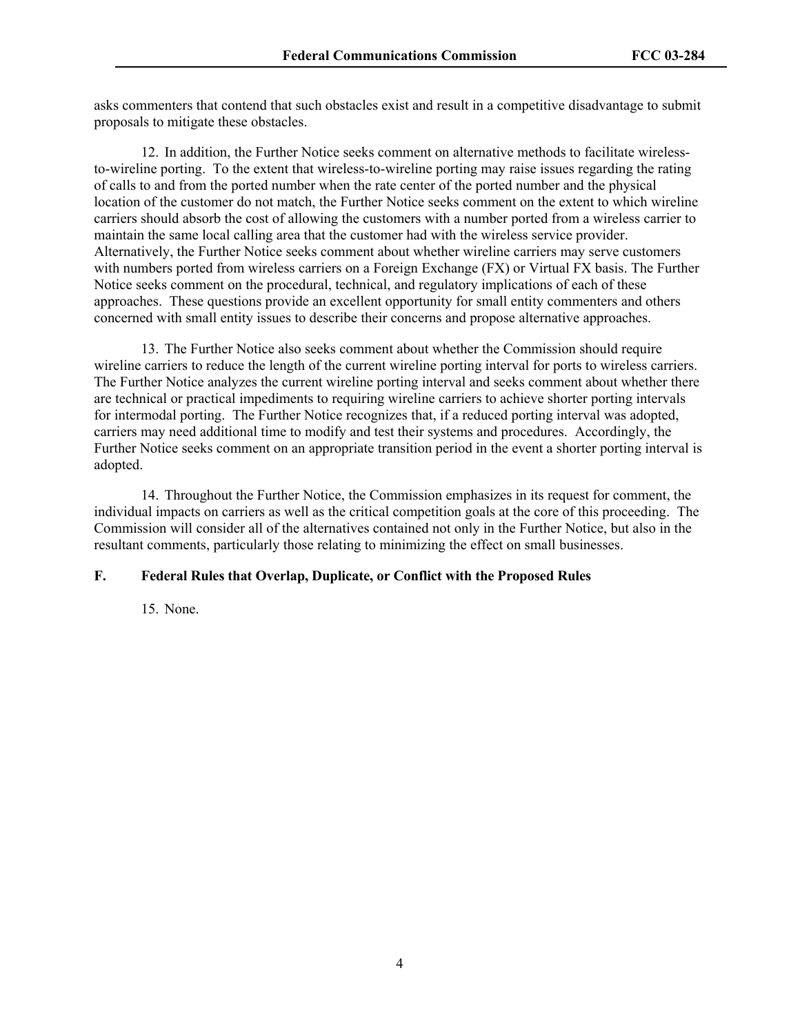asks commenters that contend that such obstacles exist and result in a competitive disadvantage to submit proposals to mitigate these obstacles.

12. In addition, the Further Notice seeks comment on alternative methods to facilitate wireless-to-wireline porting. To the extent that wireless-to-wireline porting may raise issues regarding the rating of calls to and from the ported number when the rate center of the ported number and the physical location of the customer do not match, the Further Notice seeks comment on the extent to which wireline carriers should absorb the cost of allowing the customers with a number ported from a wireless carrier to maintain the same local calling area that the customer had with the wireless service provider. Alternatively, the Further Notice seeks comment about whether wireline carriers may serve customers with numbers ported from wireless carriers on a Foreign Exchange (FX) or Virtual FX basis. The Further Notice seeks comment on the procedural, technical, and regulatory implications of each of these approaches. These questions provide an excellent opportunity for small entity commenters and others concerned with small entity issues to describe their concerns and propose alternative approaches.

13. The Further Notice also seeks comment about whether the Commission should require wireline carriers to reduce the length of the current wireline porting interval for ports to wireless carriers. The Further Notice analyzes the current wireline porting interval and seeks comment about whether there are technical or practical impediments to requiring wireline carriers to achieve shorter porting intervals for intermodal porting. The Further Notice recognizes that, if a reduced porting interval was adopted, carriers may need additional time to modify and test their systems and procedures. Accordingly, the Further Notice seeks comment on an appropriate transition period in the event a shorter porting interval is adopted.

14. Throughout the Further Notice, the Commission emphasizes in its request for comment, the individual impacts on carriers as well as the critical competition goals at the core of this proceeding. The Commission will consider all of the alternatives contained not only in the Further Notice, but also in the resultant comments, particularly those relating to minimizing the effect on small businesses.

### F. Federal Rules that Overlap, Duplicate, or Conflict with the Proposed Rules

15. None.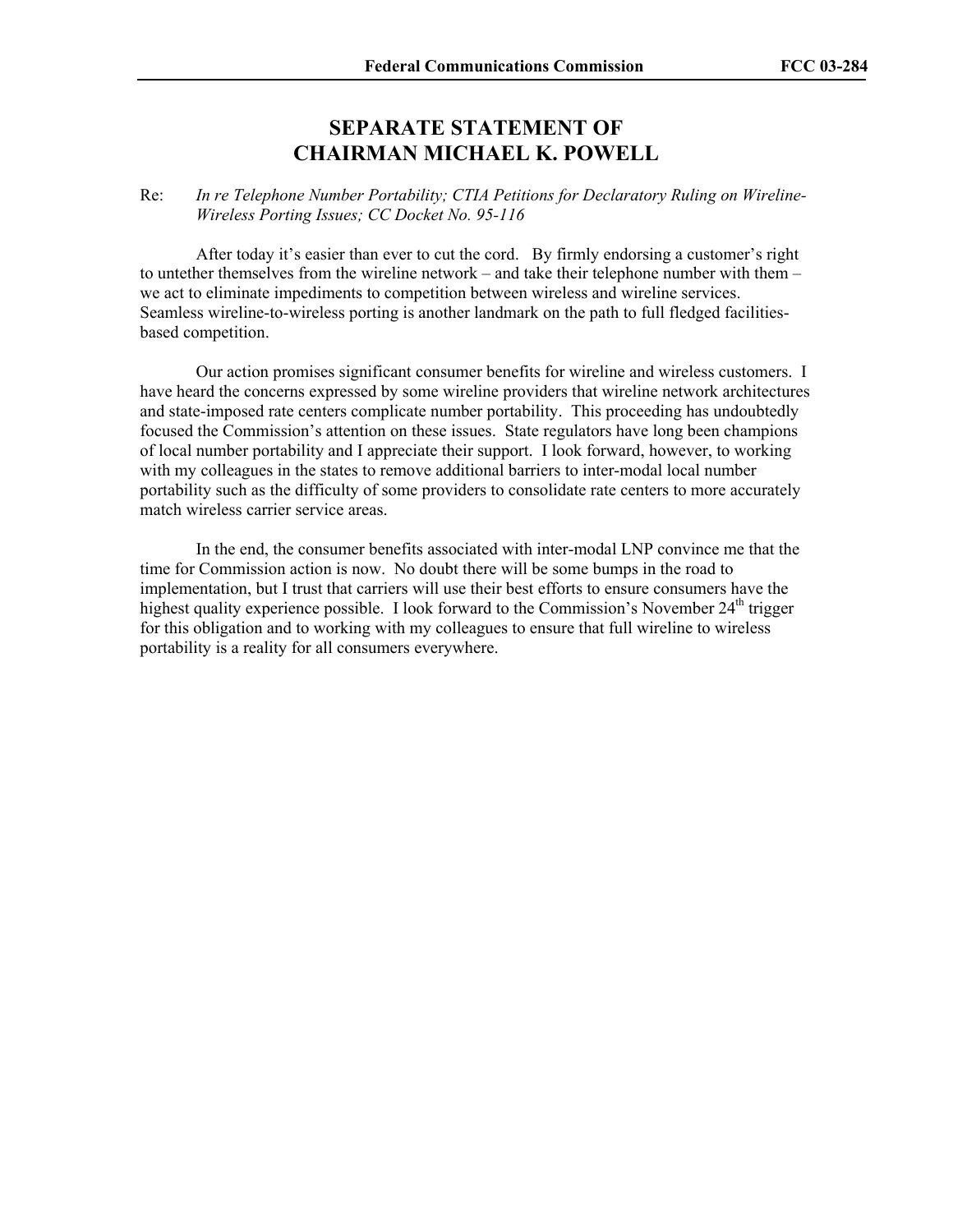# SEPARATE STATEMENT OF CHAIRMAN MICHAEL K. POWELL

Re: *In re Telephone Number Portability; CTIA Petitions for Declaratory Ruling on Wireline-Wireless Porting Issues; CC Docket No. 95-116*

After today it's easier than ever to cut the cord. By firmly endorsing a customer's right to untether themselves from the wireline network – and take their telephone number with them – we act to eliminate impediments to competition between wireless and wireline services. Seamless wireline-to-wireless porting is another landmark on the path to full fledged facilities-based competition.

Our action promises significant consumer benefits for wireline and wireless customers. I have heard the concerns expressed by some wireline providers that wireline network architectures and state-imposed rate centers complicate number portability. This proceeding has undoubtedly focused the Commission's attention on these issues. State regulators have long been champions of local number portability and I appreciate their support. I look forward, however, to working with my colleagues in the states to remove additional barriers to inter-modal local number portability such as the difficulty of some providers to consolidate rate centers to more accurately match wireless carrier service areas.

In the end, the consumer benefits associated with inter-modal LNP convince me that the time for Commission action is now. No doubt there will be some bumps in the road to implementation, but I trust that carriers will use their best efforts to ensure consumers have the highest quality experience possible. I look forward to the Commission's November 24th trigger for this obligation and to working with my colleagues to ensure that full wireline to wireless portability is a reality for all consumers everywhere.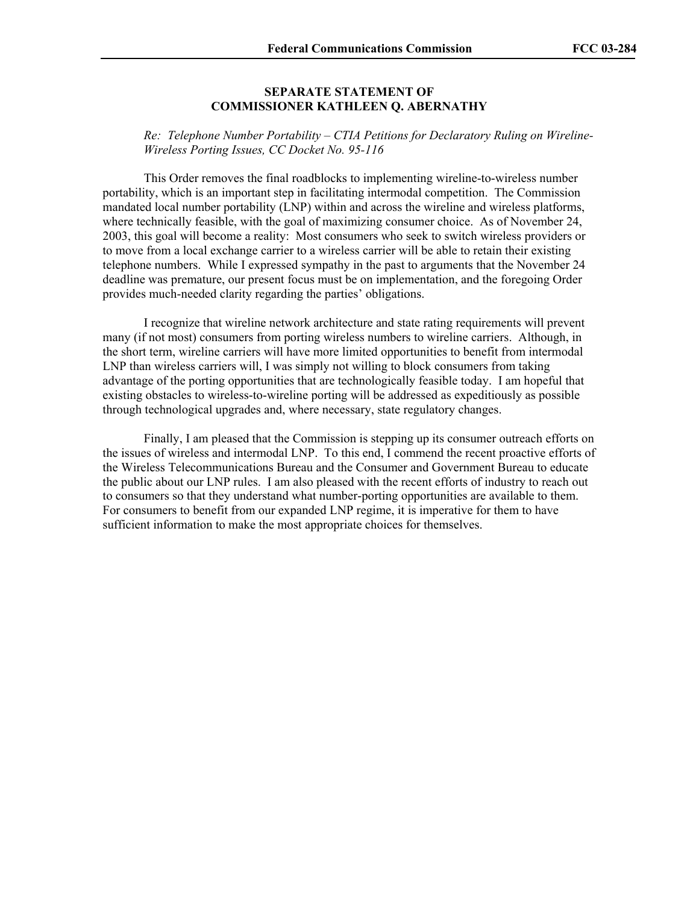## SEPARATE STATEMENT OF COMMISSIONER KATHLEEN Q. ABERNATHY

*Re: Telephone Number Portability – CTIA Petitions for Declaratory Ruling on Wireline-Wireless Porting Issues, CC Docket No. 95-116*

This Order removes the final roadblocks to implementing wireline-to-wireless number portability, which is an important step in facilitating intermodal competition. The Commission mandated local number portability (LNP) within and across the wireline and wireless platforms, where technically feasible, with the goal of maximizing consumer choice. As of November 24, 2003, this goal will become a reality: Most consumers who seek to switch wireless providers or to move from a local exchange carrier to a wireless carrier will be able to retain their existing telephone numbers. While I expressed sympathy in the past to arguments that the November 24 deadline was premature, our present focus must be on implementation, and the foregoing Order provides much-needed clarity regarding the parties' obligations.

I recognize that wireline network architecture and state rating requirements will prevent many (if not most) consumers from porting wireless numbers to wireline carriers. Although, in the short term, wireline carriers will have more limited opportunities to benefit from intermodal LNP than wireless carriers will, I was simply not willing to block consumers from taking advantage of the porting opportunities that are technologically feasible today. I am hopeful that existing obstacles to wireless-to-wireline porting will be addressed as expeditiously as possible through technological upgrades and, where necessary, state regulatory changes.

Finally, I am pleased that the Commission is stepping up its consumer outreach efforts on the issues of wireless and intermodal LNP. To this end, I commend the recent proactive efforts of the Wireless Telecommunications Bureau and the Consumer and Government Bureau to educate the public about our LNP rules. I am also pleased with the recent efforts of industry to reach out to consumers so that they understand what number-porting opportunities are available to them. For consumers to benefit from our expanded LNP regime, it is imperative for them to have sufficient information to make the most appropriate choices for themselves.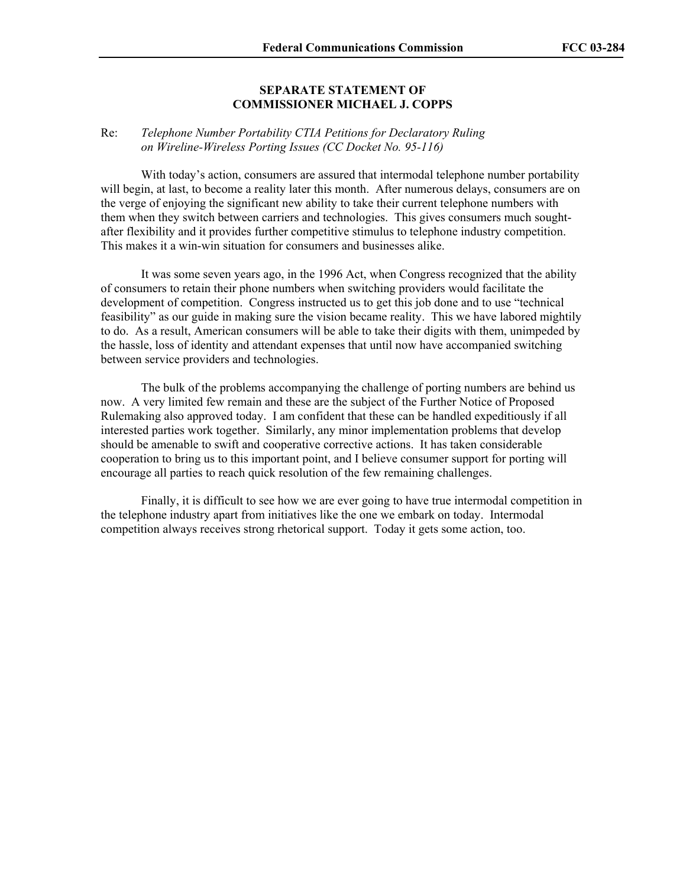**SEPARATE STATEMENT OF**
**COMMISSIONER MICHAEL J. COPPS**

Re: *Telephone Number Portability CTIA Petitions for Declaratory Ruling on Wireline-Wireless Porting Issues (CC Docket No. 95-116)*

With today's action, consumers are assured that intermodal telephone number portability will begin, at last, to become a reality later this month. After numerous delays, consumers are on the verge of enjoying the significant new ability to take their current telephone numbers with them when they switch between carriers and technologies. This gives consumers much sought-after flexibility and it provides further competitive stimulus to telephone industry competition. This makes it a win-win situation for consumers and businesses alike.

It was some seven years ago, in the 1996 Act, when Congress recognized that the ability of consumers to retain their phone numbers when switching providers would facilitate the development of competition. Congress instructed us to get this job done and to use "technical feasibility" as our guide in making sure the vision became reality. This we have labored mightily to do. As a result, American consumers will be able to take their digits with them, unimpeded by the hassle, loss of identity and attendant expenses that until now have accompanied switching between service providers and technologies.

The bulk of the problems accompanying the challenge of porting numbers are behind us now. A very limited few remain and these are the subject of the Further Notice of Proposed Rulemaking also approved today. I am confident that these can be handled expeditiously if all interested parties work together. Similarly, any minor implementation problems that develop should be amenable to swift and cooperative corrective actions. It has taken considerable cooperation to bring us to this important point, and I believe consumer support for porting will encourage all parties to reach quick resolution of the few remaining challenges.

Finally, it is difficult to see how we are ever going to have true intermodal competition in the telephone industry apart from initiatives like the one we embark on today. Intermodal competition always receives strong rhetorical support. Today it gets some action, too.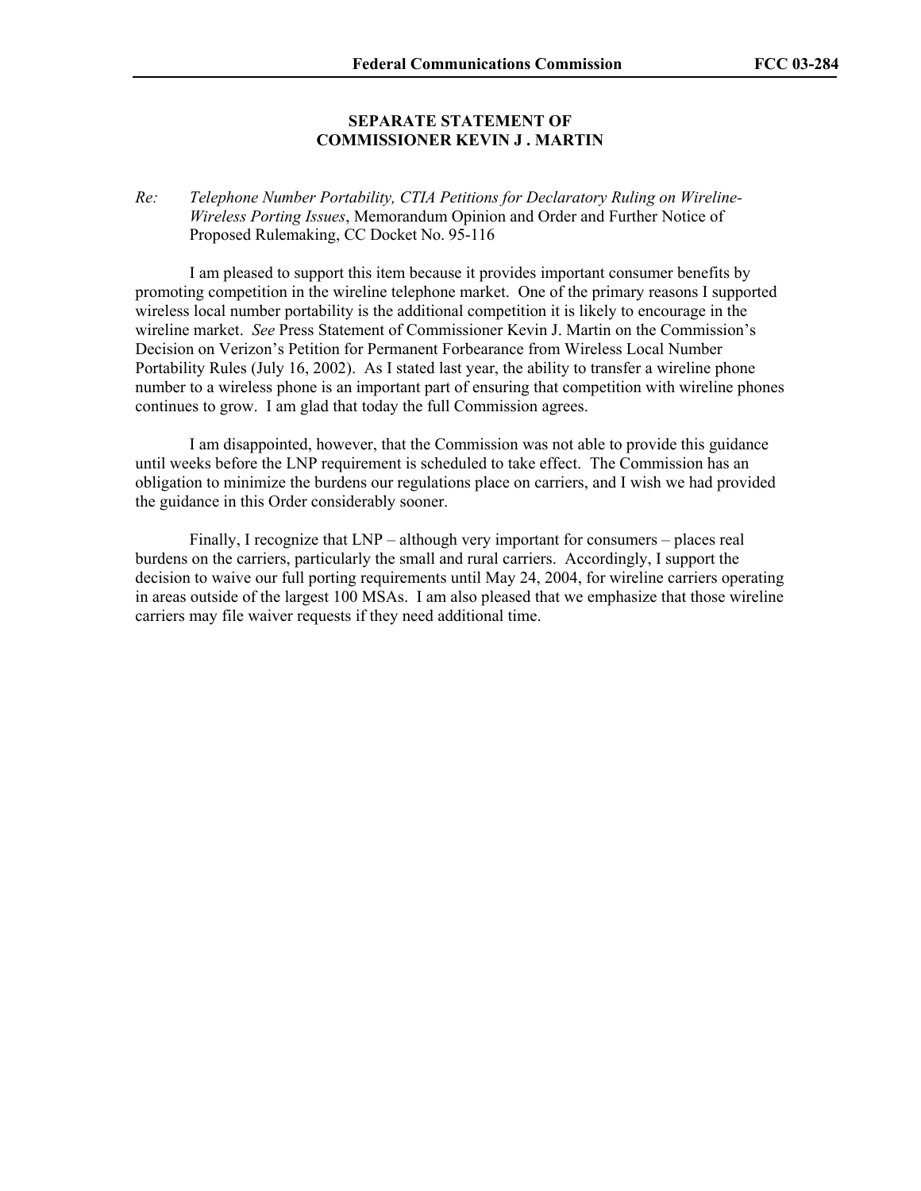## SEPARATE STATEMENT OF COMMISSIONER KEVIN J . MARTIN

*Re: Telephone Number Portability, CTIA Petitions for Declaratory Ruling on Wireline-Wireless Porting Issues*, Memorandum Opinion and Order and Further Notice of Proposed Rulemaking, CC Docket No. 95-116

I am pleased to support this item because it provides important consumer benefits by promoting competition in the wireline telephone market. One of the primary reasons I supported wireless local number portability is the additional competition it is likely to encourage in the wireline market. *See* Press Statement of Commissioner Kevin J. Martin on the Commission's Decision on Verizon's Petition for Permanent Forbearance from Wireless Local Number Portability Rules (July 16, 2002). As I stated last year, the ability to transfer a wireline phone number to a wireless phone is an important part of ensuring that competition with wireline phones continues to grow. I am glad that today the full Commission agrees.

I am disappointed, however, that the Commission was not able to provide this guidance until weeks before the LNP requirement is scheduled to take effect. The Commission has an obligation to minimize the burdens our regulations place on carriers, and I wish we had provided the guidance in this Order considerably sooner.

Finally, I recognize that LNP – although very important for consumers – places real burdens on the carriers, particularly the small and rural carriers. Accordingly, I support the decision to waive our full porting requirements until May 24, 2004, for wireline carriers operating in areas outside of the largest 100 MSAs. I am also pleased that we emphasize that those wireline carriers may file waiver requests if they need additional time.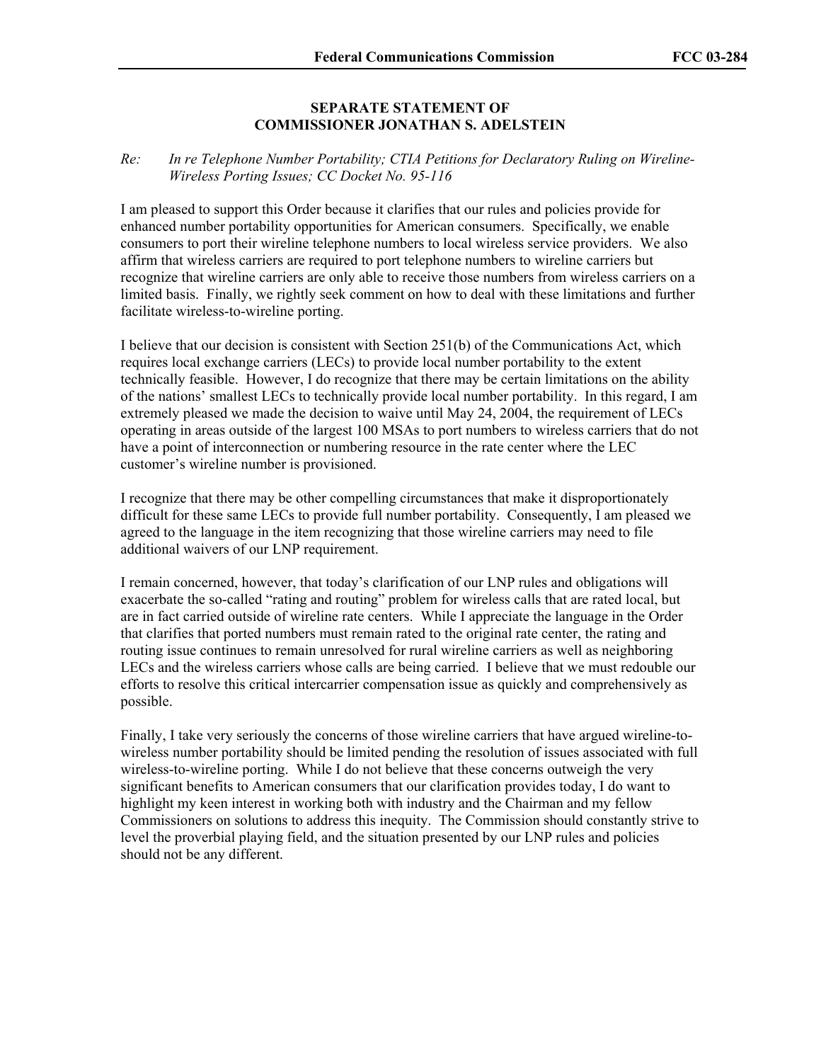## SEPARATE STATEMENT OF
## COMMISSIONER JONATHAN S. ADELSTEIN

*Re: In re Telephone Number Portability; CTIA Petitions for Declaratory Ruling on Wireline-Wireless Porting Issues; CC Docket No. 95-116*

I am pleased to support this Order because it clarifies that our rules and policies provide for enhanced number portability opportunities for American consumers. Specifically, we enable consumers to port their wireline telephone numbers to local wireless service providers. We also affirm that wireless carriers are required to port telephone numbers to wireline carriers but recognize that wireline carriers are only able to receive those numbers from wireless carriers on a limited basis. Finally, we rightly seek comment on how to deal with these limitations and further facilitate wireless-to-wireline porting.

I believe that our decision is consistent with Section 251(b) of the Communications Act, which requires local exchange carriers (LECs) to provide local number portability to the extent technically feasible. However, I do recognize that there may be certain limitations on the ability of the nations' smallest LECs to technically provide local number portability. In this regard, I am extremely pleased we made the decision to waive until May 24, 2004, the requirement of LECs operating in areas outside of the largest 100 MSAs to port numbers to wireless carriers that do not have a point of interconnection or numbering resource in the rate center where the LEC customer's wireline number is provisioned.

I recognize that there may be other compelling circumstances that make it disproportionately difficult for these same LECs to provide full number portability. Consequently, I am pleased we agreed to the language in the item recognizing that those wireline carriers may need to file additional waivers of our LNP requirement.

I remain concerned, however, that today's clarification of our LNP rules and obligations will exacerbate the so-called "rating and routing" problem for wireless calls that are rated local, but are in fact carried outside of wireline rate centers. While I appreciate the language in the Order that clarifies that ported numbers must remain rated to the original rate center, the rating and routing issue continues to remain unresolved for rural wireline carriers as well as neighboring LECs and the wireless carriers whose calls are being carried. I believe that we must redouble our efforts to resolve this critical intercarrier compensation issue as quickly and comprehensively as possible.

Finally, I take very seriously the concerns of those wireline carriers that have argued wireline-to-wireless number portability should be limited pending the resolution of issues associated with full wireless-to-wireline porting. While I do not believe that these concerns outweigh the very significant benefits to American consumers that our clarification provides today, I do want to highlight my keen interest in working both with industry and the Chairman and my fellow Commissioners on solutions to address this inequity. The Commission should constantly strive to level the proverbial playing field, and the situation presented by our LNP rules and policies should not be any different.